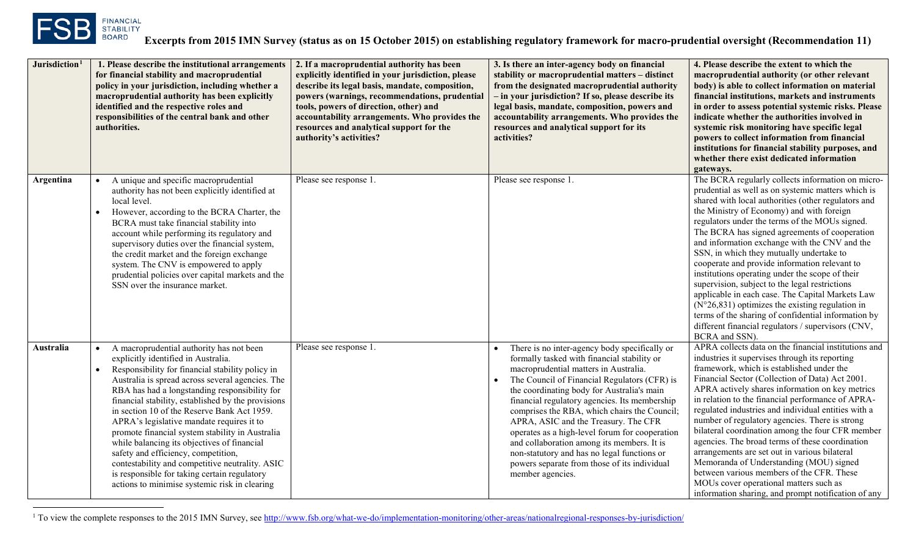# Excerpts from 2015 IMN Survey (status as on 15 October 2015) on establishing regulatory framework for macro-prudential oversight (Recommendation 11)

| Jurisdiction[1] | 1. Please describe the institutional arrangements for financial stability and macroprudential policy in your jurisdiction, including whether a macroprudential authority has been explicitly identified and the respective roles and responsibilities of the central bank and other authorities. | 2. If a macroprudential authority has been explicitly identified in your jurisdiction, please describe its legal basis, mandate, composition, powers (warnings, recommendations, prudential tools, powers of direction, other) and accountability arrangements. Who provides the resources and analytical support for the authority's activities? | 3. Is there an inter-agency body on financial stability or macroprudential matters – distinct from the designated macroprudential authority – in your jurisdiction? If so, please describe its legal basis, mandate, composition, powers and accountability arrangements. Who provides the resources and analytical support for its activities? | 4. Please describe the extent to which the macroprudential authority (or other relevant body) is able to collect information on material financial institutions, markets and instruments in order to assess potential systemic risks. Please indicate whether the authorities involved in systemic risk monitoring have specific legal powers to collect information from financial institutions for financial stability purposes, and whether there exist dedicated information gateways. |
|---|---|---|---|---|
| **Argentina** | • A unique and specific macroprudential authority has not been explicitly identified at local level.<br>• However, according to the BCRA Charter, the BCRA must take financial stability into account while performing its regulatory and supervisory duties over the financial system, the credit market and the foreign exchange system. The CNV is empowered to apply prudential policies over capital markets and the SSN over the insurance market. | Please see response 1. | Please see response 1. | The BCRA regularly collects information on micro-prudential as well as on systemic matters which is shared with local authorities (other regulators and the Ministry of Economy) and with foreign regulators under the terms of the MOUs signed. The BCRA has signed agreements of cooperation and information exchange with the CNV and the SSN, in which they mutually undertake to cooperate and provide information relevant to institutions operating under the scope of their supervision, subject to the legal restrictions applicable in each case. The Capital Markets Law (N°26,831) optimizes the existing regulation in terms of the sharing of confidential information by different financial regulators / supervisors (CNV, BCRA and SSN). |
| **Australia** | • A macroprudential authority has not been explicitly identified in Australia.<br>• Responsibility for financial stability policy in Australia is spread across several agencies. The RBA has had a longstanding responsibility for financial stability, established by the provisions in section 10 of the Reserve Bank Act 1959. APRA's legislative mandate requires it to promote financial system stability in Australia while balancing its objectives of financial safety and efficiency, competition, contestability and competitive neutrality. ASIC is responsible for taking certain regulatory actions to minimise systemic risk in clearing | Please see response 1. | • There is no inter-agency body specifically or formally tasked with financial stability or macroprudential matters in Australia.<br>• The Council of Financial Regulators (CFR) is the coordinating body for Australia's main financial regulatory agencies. Its membership comprises the RBA, which chairs the Council; APRA, ASIC and the Treasury. The CFR operates as a high-level forum for cooperation and collaboration among its members. It is non-statutory and has no legal functions or powers separate from those of its individual member agencies. | APRA collects data on the financial institutions and industries it supervises through its reporting framework, which is established under the Financial Sector (Collection of Data) Act 2001. APRA actively shares information on key metrics in relation to the financial performance of APRA-regulated industries and individual entities with a number of regulatory agencies. There is strong bilateral coordination among the four CFR member agencies. The broad terms of these coordination arrangements are set out in various bilateral Memoranda of Understanding (MOU) signed between various members of the CFR. These MOUs cover operational matters such as information sharing, and prompt notification of any |

[1] To view the complete responses to the 2015 IMN Survey, see http://www.fsb.org/what-we-do/implementation-monitoring/other-areas/nationalregional-responses-by-jurisdiction/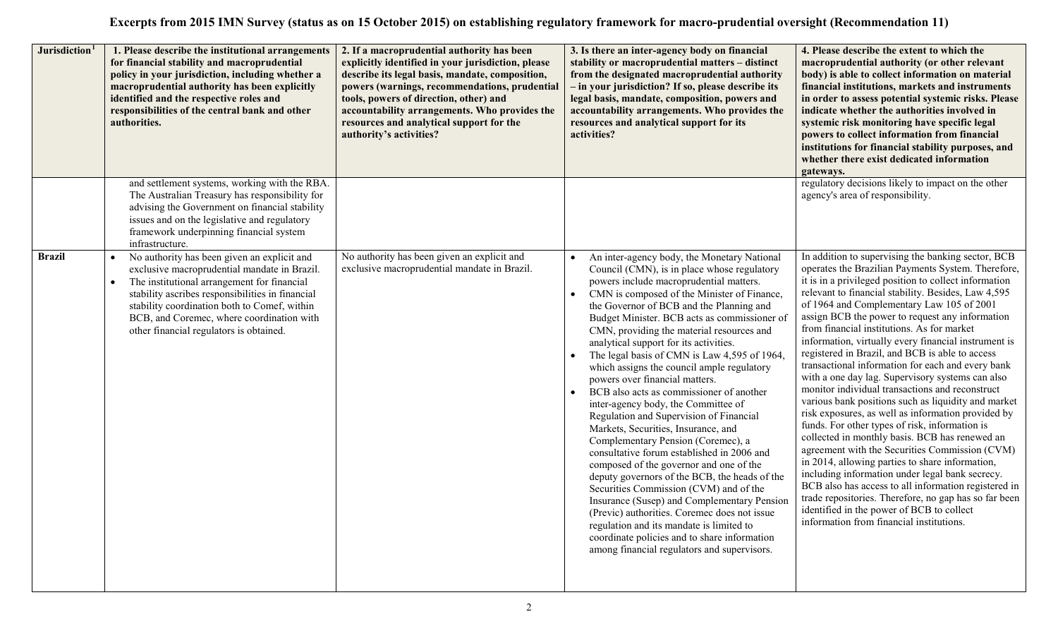# Excerpts from 2015 IMN Survey (status as on 15 October 2015) on establishing regulatory framework for macro-prudential oversight (Recommendation 11)

| Jurisdiction[1] | 1. Please describe the institutional arrangements for financial stability and macroprudential policy in your jurisdiction, including whether a macroprudential authority has been explicitly identified and the respective roles and responsibilities of the central bank and other authorities. | 2. If a macroprudential authority has been explicitly identified in your jurisdiction, please describe its legal basis, mandate, composition, powers (warnings, recommendations, prudential tools, powers of direction, other) and accountability arrangements. Who provides the resources and analytical support for the authority's activities? | 3. Is there an inter-agency body on financial stability or macroprudential matters – distinct from the designated macroprudential authority – in your jurisdiction? If so, please describe its legal basis, mandate, composition, powers and accountability arrangements. Who provides the resources and analytical support for its activities? | 4. Please describe the extent to which the macroprudential authority (or other relevant body) is able to collect information on material financial institutions, markets and instruments in order to assess potential systemic risks. Please indicate whether the authorities involved in systemic risk monitoring have specific legal powers to collect information from financial institutions for financial stability purposes, and whether there exist dedicated information gateways. |
|---|---|---|---|---|
| | and settlement systems, working with the RBA. The Australian Treasury has responsibility for advising the Government on financial stability issues and on the legislative and regulatory framework underpinning financial system infrastructure. | | | regulatory decisions likely to impact on the other agency's area of responsibility. |
| **Brazil** | • No authority has been given an explicit and exclusive macroprudential mandate in Brazil.<br>• The institutional arrangement for financial stability ascribes responsibilities in financial stability coordination both to Comef, within BCB, and Coremec, where coordination with other financial regulators is obtained. | No authority has been given an explicit and exclusive macroprudential mandate in Brazil. | • An inter-agency body, the Monetary National Council (CMN), is in place whose regulatory powers include macroprudential matters.<br>• CMN is composed of the Minister of Finance, the Governor of BCB and the Planning and Budget Minister. BCB acts as commissioner of CMN, providing the material resources and analytical support for its activities.<br>• The legal basis of CMN is Law 4,595 of 1964, which assigns the council ample regulatory powers over financial matters.<br>• BCB also acts as commissioner of another inter-agency body, the Committee of Regulation and Supervision of Financial Markets, Securities, Insurance, and Complementary Pension (Coremec), a consultative forum established in 2006 and composed of the governor and one of the deputy governors of the BCB, the heads of the Securities Commission (CVM) and of the Insurance (Susep) and Complementary Pension (Previc) authorities. Coremec does not issue regulation and its mandate is limited to coordinate policies and to share information among financial regulators and supervisors. | In addition to supervising the banking sector, BCB operates the Brazilian Payments System. Therefore, it is in a privileged position to collect information relevant to financial stability. Besides, Law 4,595 of 1964 and Complementary Law 105 of 2001 assign BCB the power to request any information from financial institutions. As for market information, virtually every financial instrument is registered in Brazil, and BCB is able to access transactional information for each and every bank with a one day lag. Supervisory systems can also monitor individual transactions and reconstruct various bank positions such as liquidity and market risk exposures, as well as information provided by funds. For other types of risk, information is collected in monthly basis. BCB has renewed an agreement with the Securities Commission (CVM) in 2014, allowing parties to share information, including information under legal bank secrecy. BCB also has access to all information registered in trade repositories. Therefore, no gap has so far been identified in the power of BCB to collect information from financial institutions. |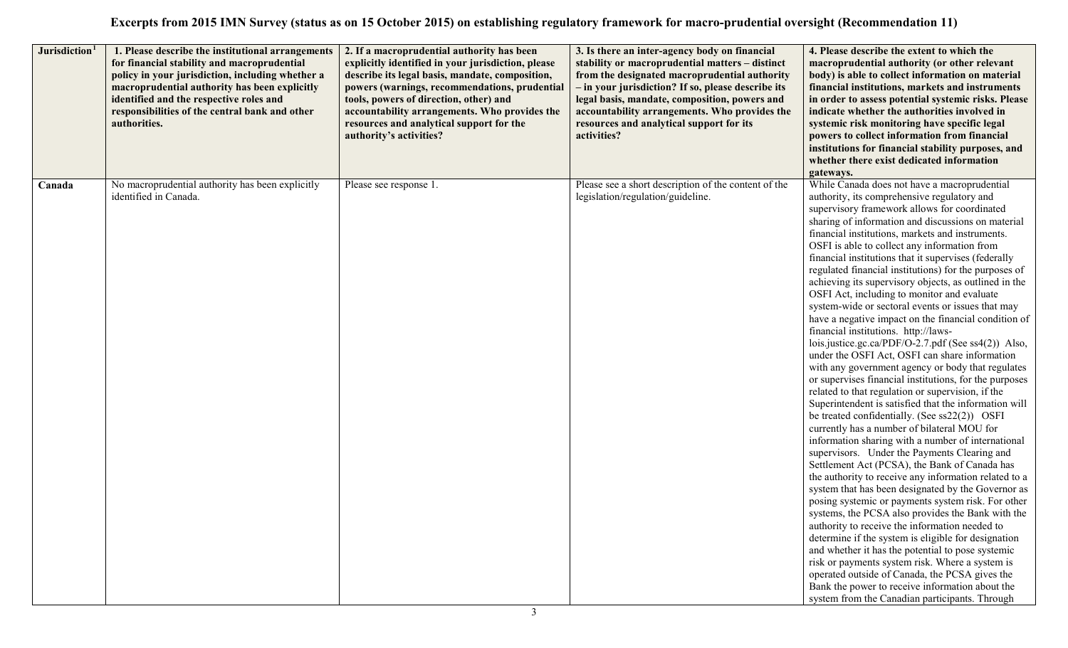# Excerpts from 2015 IMN Survey (status as on 15 October 2015) on establishing regulatory framework for macro-prudential oversight (Recommendation 11)

| Jurisdiction[1] | 1. Please describe the institutional arrangements for financial stability and macroprudential policy in your jurisdiction, including whether a macroprudential authority has been explicitly identified and the respective roles and responsibilities of the central bank and other authorities. | 2. If a macroprudential authority has been explicitly identified in your jurisdiction, please describe its legal basis, mandate, composition, powers (warnings, recommendations, prudential tools, powers of direction, other) and accountability arrangements. Who provides the resources and analytical support for the authority's activities? | 3. Is there an inter-agency body on financial stability or macroprudential matters – distinct from the designated macroprudential authority – in your jurisdiction? If so, please describe its legal basis, mandate, composition, powers and accountability arrangements. Who provides the resources and analytical support for its activities? | 4. Please describe the extent to which the macroprudential authority (or other relevant body) is able to collect information on material financial institutions, markets and instruments in order to assess potential systemic risks. Please indicate whether the authorities involved in systemic risk monitoring have specific legal powers to collect information from financial institutions for financial stability purposes, and whether there exist dedicated information gateways. |
|---|---|---|---|---|
| **Canada** | No macroprudential authority has been explicitly identified in Canada. | Please see response 1. | Please see a short description of the content of the legislation/regulation/guideline. | While Canada does not have a macroprudential authority, its comprehensive regulatory and supervisory framework allows for coordinated sharing of information and discussions on material financial institutions, markets and instruments. OSFI is able to collect any information from financial institutions that it supervises (federally regulated financial institutions) for the purposes of achieving its supervisory objects, as outlined in the OSFI Act, including to monitor and evaluate system-wide or sectoral events or issues that may have a negative impact on the financial condition of financial institutions. http://laws-lois.justice.gc.ca/PDF/O-2.7.pdf (See ss4(2)) Also, under the OSFI Act, OSFI can share information with any government agency or body that regulates or supervises financial institutions, for the purposes related to that regulation or supervision, if the Superintendent is satisfied that the information will be treated confidentially. (See ss22(2)) OSFI currently has a number of bilateral MOU for information sharing with a number of international supervisors. Under the Payments Clearing and Settlement Act (PCSA), the Bank of Canada has the authority to receive any information related to a system that has been designated by the Governor as posing systemic or payments system risk. For other systems, the PCSA also provides the Bank with the authority to receive the information needed to determine if the system is eligible for designation and whether it has the potential to pose systemic risk or payments system risk. Where a system is operated outside of Canada, the PCSA gives the Bank the power to receive information about the system from the Canadian participants. Through |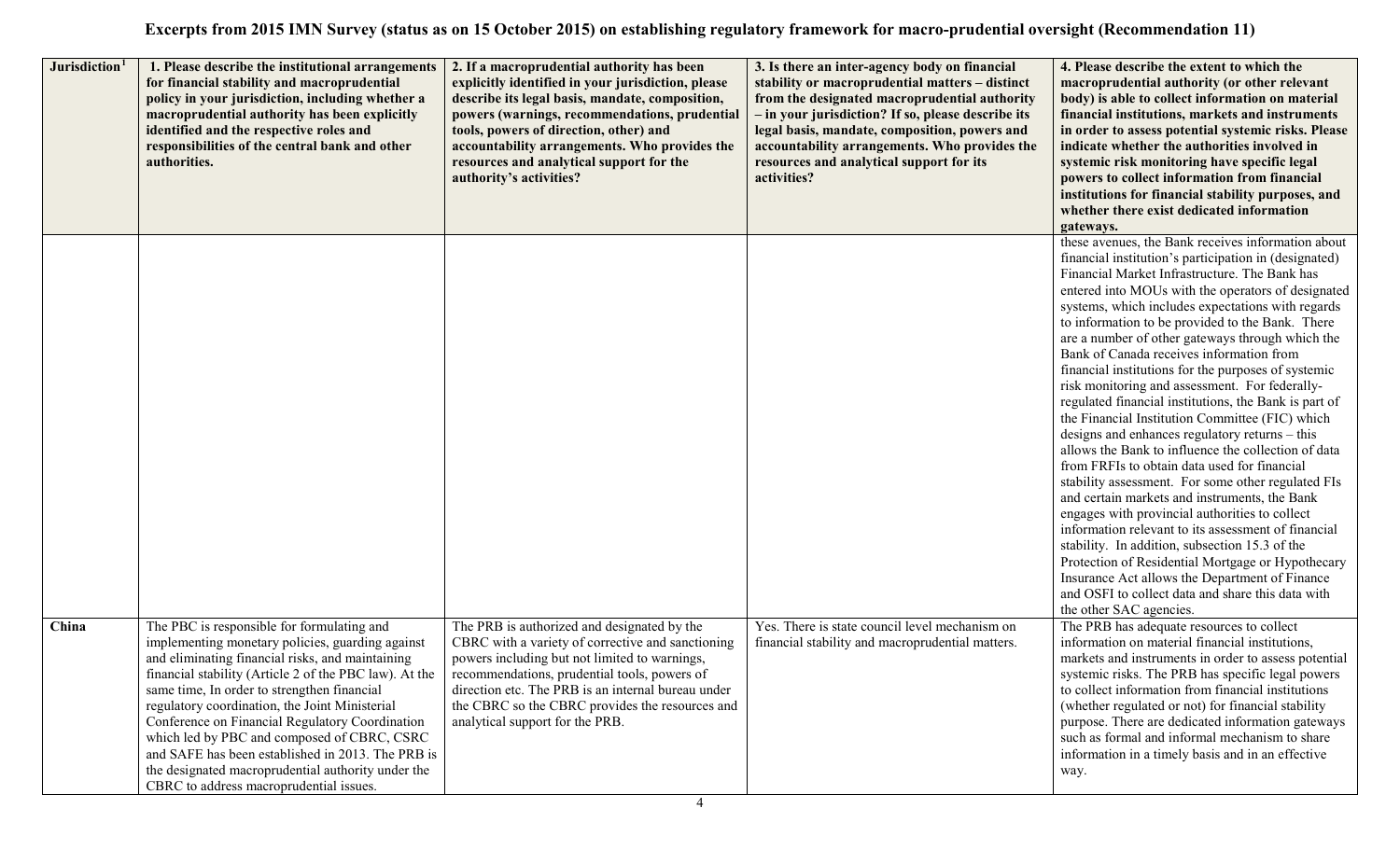# Excerpts from 2015 IMN Survey (status as on 15 October 2015) on establishing regulatory framework for macro-prudential oversight (Recommendation 11)

| Jurisdiction[1] | 1. Please describe the institutional arrangements for financial stability and macroprudential policy in your jurisdiction, including whether a macroprudential authority has been explicitly identified and the respective roles and responsibilities of the central bank and other authorities. | 2. If a macroprudential authority has been explicitly identified in your jurisdiction, please describe its legal basis, mandate, composition, powers (warnings, recommendations, prudential tools, powers of direction, other) and accountability arrangements. Who provides the resources and analytical support for the authority's activities? | 3. Is there an inter-agency body on financial stability or macroprudential matters – distinct from the designated macroprudential authority – in your jurisdiction? If so, please describe its legal basis, mandate, composition, powers and accountability arrangements. Who provides the resources and analytical support for its activities? | 4. Please describe the extent to which the macroprudential authority (or other relevant body) is able to collect information on material financial institutions, markets and instruments in order to assess potential systemic risks. Please indicate whether the authorities involved in systemic risk monitoring have specific legal powers to collect information from financial institutions for financial stability purposes, and whether there exist dedicated information gateways. |
|---|---|---|---|---|
| | | | | these avenues, the Bank receives information about financial institution's participation in (designated) Financial Market Infrastructure. The Bank has entered into MOUs with the operators of designated systems, which includes expectations with regards to information to be provided to the Bank. There are a number of other gateways through which the Bank of Canada receives information from financial institutions for the purposes of systemic risk monitoring and assessment. For federally-regulated financial institutions, the Bank is part of the Financial Institution Committee (FIC) which designs and enhances regulatory returns – this allows the Bank to influence the collection of data from FRFIs to obtain data used for financial stability assessment. For some other regulated FIs and certain markets and instruments, the Bank engages with provincial authorities to collect information relevant to its assessment of financial stability. In addition, subsection 15.3 of the Protection of Residential Mortgage or Hypothecary Insurance Act allows the Department of Finance and OSFI to collect data and share this data with the other SAC agencies. |
| **China** | The PBC is responsible for formulating and implementing monetary policies, guarding against and eliminating financial risks, and maintaining financial stability (Article 2 of the PBC law). At the same time, In order to strengthen financial regulatory coordination, the Joint Ministerial Conference on Financial Regulatory Coordination which led by PBC and composed of CBRC, CSRC and SAFE has been established in 2013. The PRB is the designated macroprudential authority under the CBRC to address macroprudential issues. | The PRB is authorized and designated by the CBRC with a variety of corrective and sanctioning powers including but not limited to warnings, recommendations, prudential tools, powers of direction etc. The PRB is an internal bureau under the CBRC so the CBRC provides the resources and analytical support for the PRB. | Yes. There is state council level mechanism on financial stability and macroprudential matters. | The PRB has adequate resources to collect information on material financial institutions, markets and instruments in order to assess potential systemic risks. The PRB has specific legal powers to collect information from financial institutions (whether regulated or not) for financial stability purpose. There are dedicated information gateways such as formal and informal mechanism to share information in a timely basis and in an effective way. |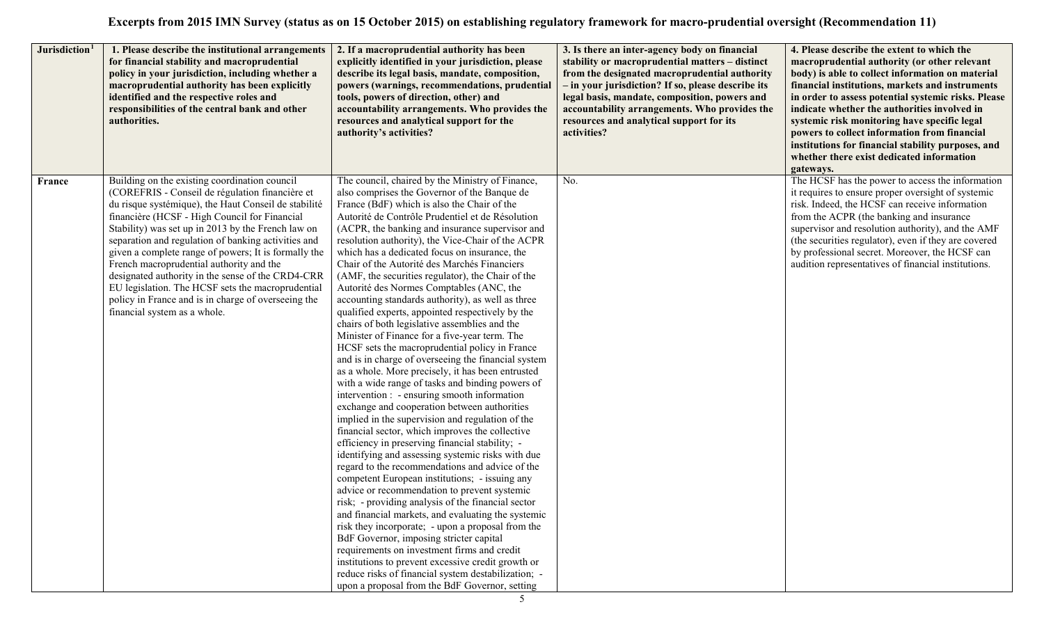# Excerpts from 2015 IMN Survey (status as on 15 October 2015) on establishing regulatory framework for macro-prudential oversight (Recommendation 11)

| Jurisdiction[1] | 1. Please describe the institutional arrangements for financial stability and macroprudential policy in your jurisdiction, including whether a macroprudential authority has been explicitly identified and the respective roles and responsibilities of the central bank and other authorities. | 2. If a macroprudential authority has been explicitly identified in your jurisdiction, please describe its legal basis, mandate, composition, powers (warnings, recommendations, prudential tools, powers of direction, other) and accountability arrangements. Who provides the resources and analytical support for the authority's activities? | 3. Is there an inter-agency body on financial stability or macroprudential matters – distinct from the designated macroprudential authority – in your jurisdiction? If so, please describe its legal basis, mandate, composition, powers and accountability arrangements. Who provides the resources and analytical support for its activities? | 4. Please describe the extent to which the macroprudential authority (or other relevant body) is able to collect information on material financial institutions, markets and instruments in order to assess potential systemic risks. Please indicate whether the authorities involved in systemic risk monitoring have specific legal powers to collect information from financial institutions for financial stability purposes, and whether there exist dedicated information gateways. |
|---|---|---|---|---|
| **France** | Building on the existing coordination council (COREFRIS - Conseil de régulation financière et du risque systémique), the Haut Conseil de stabilité financière (HCSF - High Council for Financial Stability) was set up in 2013 by the French law on separation and regulation of banking activities and given a complete range of powers; It is formally the French macroprudential authority and the designated authority in the sense of the CRD4-CRR EU legislation. The HCSF sets the macroprudential policy in France and is in charge of overseeing the financial system as a whole. | The council, chaired by the Ministry of Finance, also comprises the Governor of the Banque de France (BdF) which is also the Chair of the Autorité de Contrôle Prudentiel et de Résolution (ACPR, the banking and insurance supervisor and resolution authority), the Vice-Chair of the ACPR which has a dedicated focus on insurance, the Chair of the Autorité des Marchés Financiers (AMF, the securities regulator), the Chair of the Autorité des Normes Comptables (ANC, the accounting standards authority), as well as three qualified experts, appointed respectively by the chairs of both legislative assemblies and the Minister of Finance for a five-year term. The HCSF sets the macroprudential policy in France and is in charge of overseeing the financial system as a whole. More precisely, it has been entrusted with a wide range of tasks and binding powers of intervention : - ensuring smooth information exchange and cooperation between authorities implied in the supervision and regulation of the financial sector, which improves the collective efficiency in preserving financial stability; - identifying and assessing systemic risks with due regard to the recommendations and advice of the competent European institutions; - issuing any advice or recommendation to prevent systemic risk; - providing analysis of the financial sector and financial markets, and evaluating the systemic risk they incorporate; - upon a proposal from the BdF Governor, imposing stricter capital requirements on investment firms and credit institutions to prevent excessive credit growth or reduce risks of financial system destabilization; - upon a proposal from the BdF Governor, setting | No. | The HCSF has the power to access the information it requires to ensure proper oversight of systemic risk. Indeed, the HCSF can receive information from the ACPR (the banking and insurance supervisor and resolution authority), and the AMF (the securities regulator), even if they are covered by professional secret. Moreover, the HCSF can audition representatives of financial institutions. |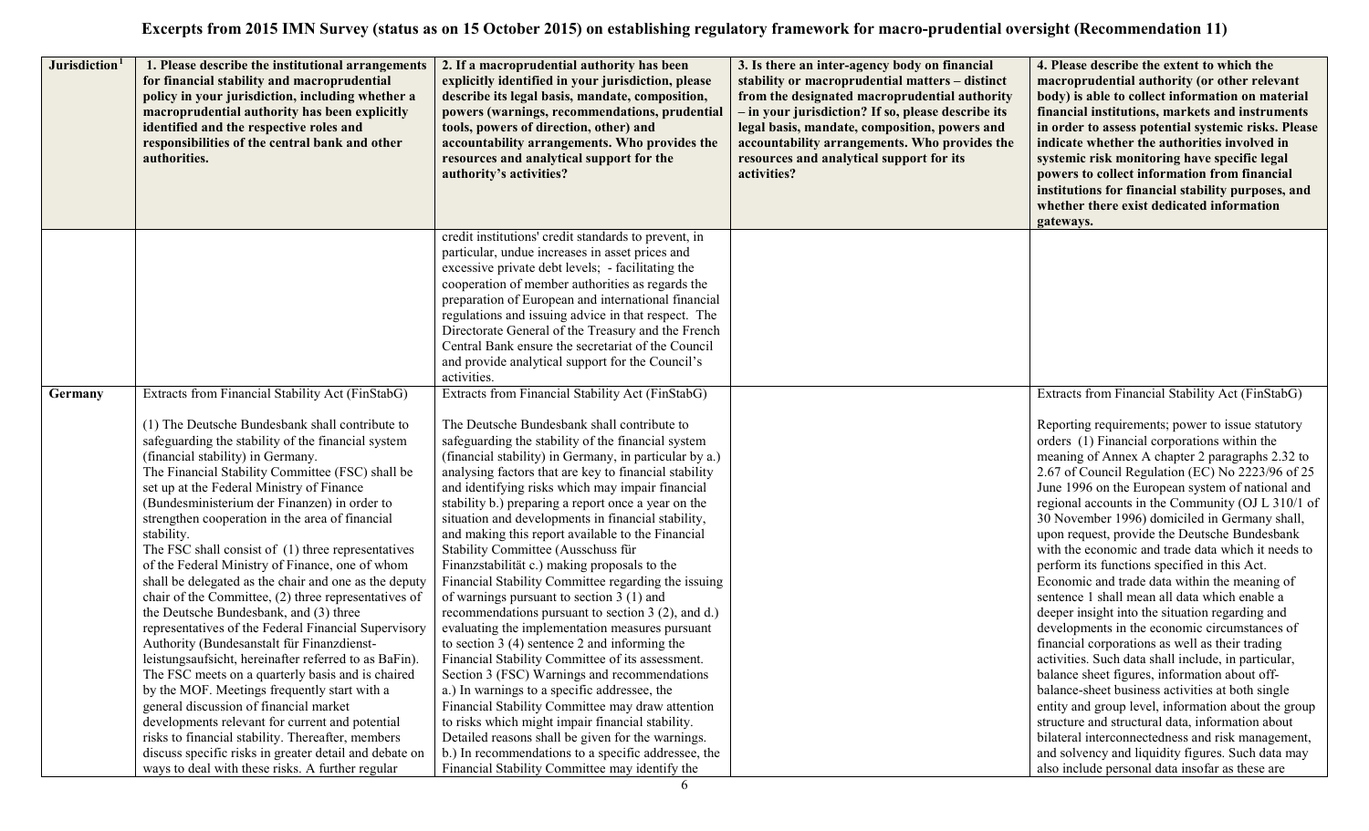# Excerpts from 2015 IMN Survey (status as on 15 October 2015) on establishing regulatory framework for macro-prudential oversight (Recommendation 11)

| Jurisdiction[1] | 1. Please describe the institutional arrangements for financial stability and macroprudential policy in your jurisdiction, including whether a macroprudential authority has been explicitly identified and the respective roles and responsibilities of the central bank and other authorities. | 2. If a macroprudential authority has been explicitly identified in your jurisdiction, please describe its legal basis, mandate, composition, powers (warnings, recommendations, prudential tools, powers of direction, other) and accountability arrangements. Who provides the resources and analytical support for the authority's activities? | 3. Is there an inter-agency body on financial stability or macroprudential matters – distinct from the designated macroprudential authority – in your jurisdiction? If so, please describe its legal basis, mandate, composition, powers and accountability arrangements. Who provides the resources and analytical support for its activities? | 4. Please describe the extent to which the macroprudential authority (or other relevant body) is able to collect information on material financial institutions, markets and instruments in order to assess potential systemic risks. Please indicate whether the authorities involved in systemic risk monitoring have specific legal powers to collect information from financial institutions for financial stability purposes, and whether there exist dedicated information gateways. |
|---|---|---|---|---|
| | | credit institutions' credit standards to prevent, in particular, undue increases in asset prices and excessive private debt levels; - facilitating the cooperation of member authorities as regards the preparation of European and international financial regulations and issuing advice in that respect. The Directorate General of the Treasury and the French Central Bank ensure the secretariat of the Council and provide analytical support for the Council's activities. | | |
| **Germany** | Extracts from Financial Stability Act (FinStabG)<br><br>(1) The Deutsche Bundesbank shall contribute to safeguarding the stability of the financial system (financial stability) in Germany.<br>The Financial Stability Committee (FSC) shall be set up at the Federal Ministry of Finance (Bundesministerium der Finanzen) in order to strengthen cooperation in the area of financial stability.<br>The FSC shall consist of (1) three representatives of the Federal Ministry of Finance, one of whom shall be delegated as the chair and one as the deputy chair of the Committee, (2) three representatives of the Deutsche Bundesbank, and (3) three representatives of the Federal Financial Supervisory Authority (Bundesanstalt für Finanzdienst-leistungsaufsicht, hereinafter referred to as BaFin).<br>The FSC meets on a quarterly basis and is chaired by the MOF. Meetings frequently start with a general discussion of financial market developments relevant for current and potential risks to financial stability. Thereafter, members discuss specific risks in greater detail and debate on ways to deal with these risks. A further regular | Extracts from Financial Stability Act (FinStabG)<br><br>The Deutsche Bundesbank shall contribute to safeguarding the stability of the financial system (financial stability) in Germany, in particular by a.) analysing factors that are key to financial stability and identifying risks which may impair financial stability b.) preparing a report once a year on the situation and developments in financial stability, and making this report available to the Financial Stability Committee (Ausschuss für Finanzstabilität c.) making proposals to the Financial Stability Committee regarding the issuing of warnings pursuant to section 3 (1) and recommendations pursuant to section 3 (2), and d.) evaluating the implementation measures pursuant to section 3 (4) sentence 2 and informing the Financial Stability Committee of its assessment.<br>Section 3 (FSC) Warnings and recommendations<br>a.) In warnings to a specific addressee, the Financial Stability Committee may draw attention to risks which might impair financial stability. Detailed reasons shall be given for the warnings.<br>b.) In recommendations to a specific addressee, the Financial Stability Committee may identify the | | Extracts from Financial Stability Act (FinStabG)<br><br>Reporting requirements; power to issue statutory orders (1) Financial corporations within the meaning of Annex A chapter 2 paragraphs 2.32 to 2.67 of Council Regulation (EC) No 2223/96 of 25 June 1996 on the European system of national and regional accounts in the Community (OJ L 310/1 of 30 November 1996) domiciled in Germany shall, upon request, provide the Deutsche Bundesbank with the economic and trade data which it needs to perform its functions specified in this Act.<br>Economic and trade data within the meaning of sentence 1 shall mean all data which enable a deeper insight into the situation regarding and developments in the economic circumstances of financial corporations as well as their trading activities. Such data shall include, in particular, balance sheet figures, information about off-balance-sheet business activities at both single entity and group level, information about the group structure and structural data, information about bilateral interconnectedness and risk management, and solvency and liquidity figures. Such data may also include personal data insofar as these are |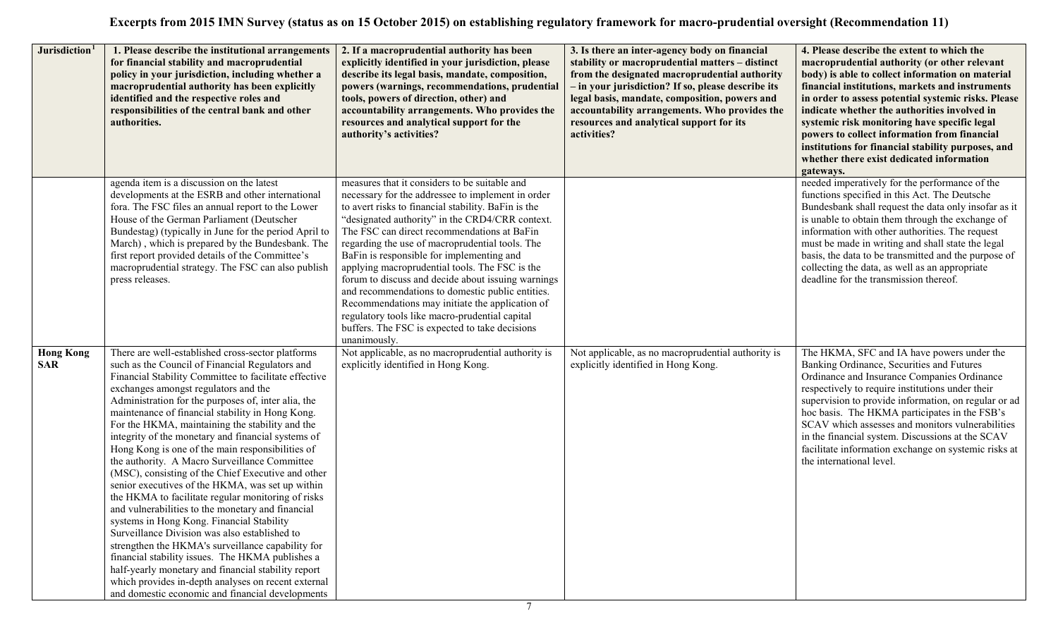# Excerpts from 2015 IMN Survey (status as on 15 October 2015) on establishing regulatory framework for macro-prudential oversight (Recommendation 11)

| Jurisdiction[1] | 1. Please describe the institutional arrangements for financial stability and macroprudential policy in your jurisdiction, including whether a macroprudential authority has been explicitly identified and the respective roles and responsibilities of the central bank and other authorities. | 2. If a macroprudential authority has been explicitly identified in your jurisdiction, please describe its legal basis, mandate, composition, powers (warnings, recommendations, prudential tools, powers of direction, other) and accountability arrangements. Who provides the resources and analytical support for the authority's activities? | 3. Is there an inter-agency body on financial stability or macroprudential matters – distinct from the designated macroprudential authority – in your jurisdiction? If so, please describe its legal basis, mandate, composition, powers and accountability arrangements. Who provides the resources and analytical support for its activities? | 4. Please describe the extent to which the macroprudential authority (or other relevant body) is able to collect information on material financial institutions, markets and instruments in order to assess potential systemic risks. Please indicate whether the authorities involved in systemic risk monitoring have specific legal powers to collect information from financial institutions for financial stability purposes, and whether there exist dedicated information gateways. |
|---|---|---|---|---|
| | agenda item is a discussion on the latest developments at the ESRB and other international fora. The FSC files an annual report to the Lower House of the German Parliament (Deutscher Bundestag) (typically in June for the period April to March) , which is prepared by the Bundesbank. The first report provided details of the Committee's macroprudential strategy. The FSC can also publish press releases. | measures that it considers to be suitable and necessary for the addressee to implement in order to avert risks to financial stability. BaFin is the "designated authority" in the CRD4/CRR context. The FSC can direct recommendations at BaFin regarding the use of macroprudential tools. The BaFin is responsible for implementing and applying macroprudential tools. The FSC is the forum to discuss and decide about issuing warnings and recommendations to domestic public entities. Recommendations may initiate the application of regulatory tools like macro-prudential capital buffers. The FSC is expected to take decisions unanimously. | | needed imperatively for the performance of the functions specified in this Act. The Deutsche Bundesbank shall request the data only insofar as it is unable to obtain them through the exchange of information with other authorities. The request must be made in writing and shall state the legal basis, the data to be transmitted and the purpose of collecting the data, as well as an appropriate deadline for the transmission thereof. |
| **Hong Kong SAR** | There are well-established cross-sector platforms such as the Council of Financial Regulators and Financial Stability Committee to facilitate effective exchanges amongst regulators and the Administration for the purposes of, inter alia, the maintenance of financial stability in Hong Kong. For the HKMA, maintaining the stability and the integrity of the monetary and financial systems of Hong Kong is one of the main responsibilities of the authority. A Macro Surveillance Committee (MSC), consisting of the Chief Executive and other senior executives of the HKMA, was set up within the HKMA to facilitate regular monitoring of risks and vulnerabilities to the monetary and financial systems in Hong Kong. Financial Stability Surveillance Division was also established to strengthen the HKMA's surveillance capability for financial stability issues. The HKMA publishes a half-yearly monetary and financial stability report which provides in-depth analyses on recent external and domestic economic and financial developments | Not applicable, as no macroprudential authority is explicitly identified in Hong Kong. | Not applicable, as no macroprudential authority is explicitly identified in Hong Kong. | The HKMA, SFC and IA have powers under the Banking Ordinance, Securities and Futures Ordinance and Insurance Companies Ordinance respectively to require institutions under their supervision to provide information, on regular or ad hoc basis. The HKMA participates in the FSB's SCAV which assesses and monitors vulnerabilities in the financial system. Discussions at the SCAV facilitate information exchange on systemic risks at the international level. |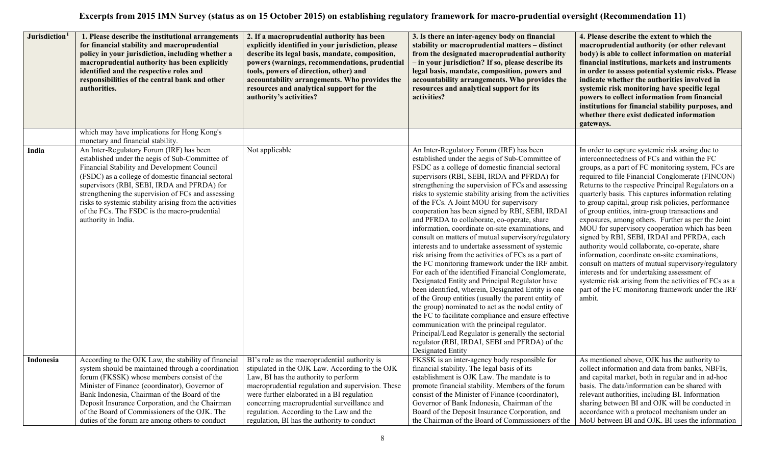# Excerpts from 2015 IMN Survey (status as on 15 October 2015) on establishing regulatory framework for macro-prudential oversight (Recommendation 11)

| Jurisdiction[1] | 1. Please describe the institutional arrangements for financial stability and macroprudential policy in your jurisdiction, including whether a macroprudential authority has been explicitly identified and the respective roles and responsibilities of the central bank and other authorities. | 2. If a macroprudential authority has been explicitly identified in your jurisdiction, please describe its legal basis, mandate, composition, powers (warnings, recommendations, prudential tools, powers of direction, other) and accountability arrangements. Who provides the resources and analytical support for the authority's activities? | 3. Is there an inter-agency body on financial stability or macroprudential matters – distinct from the designated macroprudential authority – in your jurisdiction? If so, please describe its legal basis, mandate, composition, powers and accountability arrangements. Who provides the resources and analytical support for its activities? | 4. Please describe the extent to which the macroprudential authority (or other relevant body) is able to collect information on material financial institutions, markets and instruments in order to assess potential systemic risks. Please indicate whether the authorities involved in systemic risk monitoring have specific legal powers to collect information from financial institutions for financial stability purposes, and whether there exist dedicated information gateways. |
|---|---|---|---|---|
| | which may have implications for Hong Kong's monetary and financial stability. | | | |
| India | An Inter-Regulatory Forum (IRF) has been established under the aegis of Sub-Committee of Financial Stability and Development Council (FSDC) as a college of domestic financial sectoral supervisors (RBI, SEBI, IRDA and PFRDA) for strengthening the supervision of FCs and assessing risks to systemic stability arising from the activities of the FCs. The FSDC is the macro-prudential authority in India. | Not applicable | An Inter-Regulatory Forum (IRF) has been established under the aegis of Sub-Committee of FSDC as a college of domestic financial sectoral supervisors (RBI, SEBI, IRDA and PFRDA) for strengthening the supervision of FCs and assessing risks to systemic stability arising from the activities of the FCs. A Joint MOU for supervisory cooperation has been signed by RBI, SEBI, IRDAI and PFRDA to collaborate, co-operate, share information, coordinate on-site examinations, and consult on matters of mutual supervisory/regulatory interests and to undertake assessment of systemic risk arising from the activities of FCs as a part of the FC monitoring framework under the IRF ambit. For each of the identified Financial Conglomerate, Designated Entity and Principal Regulator have been identified, wherein, Designated Entity is one of the Group entities (usually the parent entity of the group) nominated to act as the nodal entity of the FC to facilitate compliance and ensure effective communication with the principal regulator. Principal/Lead Regulator is generally the sectorial regulator (RBI, IRDAI, SEBI and PFRDA) of the Designated Entity | In order to capture systemic risk arsing due to interconnectedness of FCs and within the FC groups, as a part of FC monitoring system, FCs are required to file Financial Conglomerate (FINCON) Returns to the respective Principal Regulators on a quarterly basis. This captures information relating to group capital, group risk policies, performance of group entities, intra-group transactions and exposures, among others. Further as per the Joint MOU for supervisory cooperation which has been signed by RBI, SEBI, IRDAI and PFRDA, each authority would collaborate, co-operate, share information, coordinate on-site examinations, consult on matters of mutual supervisory/regulatory interests and for undertaking assessment of systemic risk arising from the activities of FCs as a part of the FC monitoring framework under the IRF ambit. |
| Indonesia | According to the OJK Law, the stability of financial system should be maintained through a coordination forum (FKSSK) whose members consist of the Minister of Finance (coordinator), Governor of Bank Indonesia, Chairman of the Board of the Deposit Insurance Corporation, and the Chairman of the Board of Commissioners of the OJK. The duties of the forum are among others to conduct | BI's role as the macroprudential authority is stipulated in the OJK Law. According to the OJK Law, BI has the authority to perform macroprudential regulation and supervision. These were further elaborated in a BI regulation concerning macroprudential surveillance and regulation. According to the Law and the regulation, BI has the authority to conduct | FKSSK is an inter-agency body responsible for financial stability. The legal basis of its establishment is OJK Law. The mandate is to promote financial stability. Members of the forum consist of the Minister of Finance (coordinator), Governor of Bank Indonesia, Chairman of the Board of the Deposit Insurance Corporation, and the Chairman of the Board of Commissioners of the | As mentioned above, OJK has the authority to collect information and data from banks, NBFIs, and capital market, both in regular and in ad-hoc basis. The data/information can be shared with relevant authorities, including BI. Information sharing between BI and OJK will be conducted in accordance with a protocol mechanism under an MoU between BI and OJK. BI uses the information |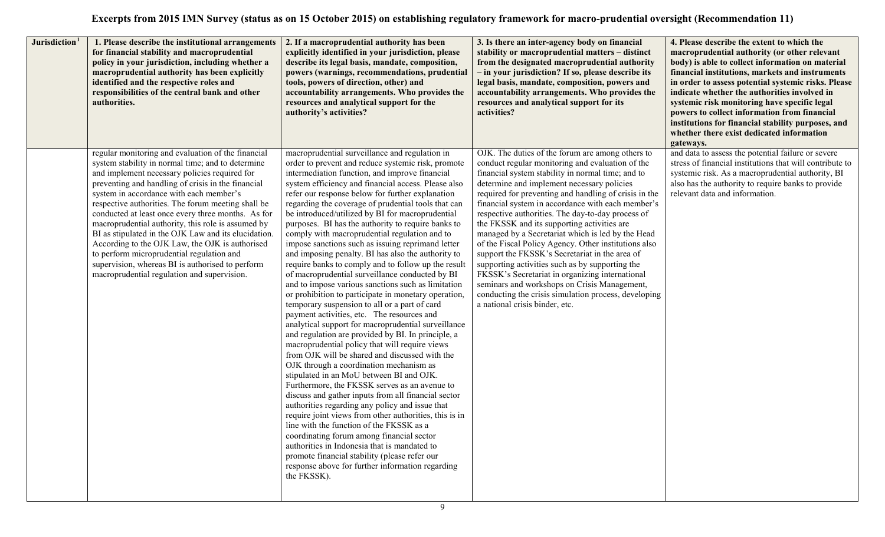# Excerpts from 2015 IMN Survey (status as on 15 October 2015) on establishing regulatory framework for macro-prudential oversight (Recommendation 11)

| Jurisdiction[1] | 1. Please describe the institutional arrangements for financial stability and macroprudential policy in your jurisdiction, including whether a macroprudential authority has been explicitly identified and the respective roles and responsibilities of the central bank and other authorities. | 2. If a macroprudential authority has been explicitly identified in your jurisdiction, please describe its legal basis, mandate, composition, powers (warnings, recommendations, prudential tools, powers of direction, other) and accountability arrangements. Who provides the resources and analytical support for the authority's activities? | 3. Is there an inter-agency body on financial stability or macroprudential matters – distinct from the designated macroprudential authority – in your jurisdiction? If so, please describe its legal basis, mandate, composition, powers and accountability arrangements. Who provides the resources and analytical support for its activities? | 4. Please describe the extent to which the macroprudential authority (or other relevant body) is able to collect information on material financial institutions, markets and instruments in order to assess potential systemic risks. Please indicate whether the authorities involved in systemic risk monitoring have specific legal powers to collect information from financial institutions for financial stability purposes, and whether there exist dedicated information gateways. |
|---|---|---|---|---|
| | regular monitoring and evaluation of the financial system stability in normal time; and to determine and implement necessary policies required for preventing and handling of crisis in the financial system in accordance with each member's respective authorities. The forum meeting shall be conducted at least once every three months. As for macroprudential authority, this role is assumed by BI as stipulated in the OJK Law and its elucidation. According to the OJK Law, the OJK is authorised to perform microprudential regulation and supervision, whereas BI is authorised to perform macroprudential regulation and supervision. | macroprudential surveillance and regulation in order to prevent and reduce systemic risk, promote intermediation function, and improve financial system efficiency and financial access. Please also refer our response below for further explanation regarding the coverage of prudential tools that can be introduced/utilized by BI for macroprudential purposes. BI has the authority to require banks to comply with macroprudential regulation and to impose sanctions such as issuing reprimand letter and imposing penalty. BI has also the authority to require banks to comply and to follow up the result of macroprudential surveillance conducted by BI and to impose various sanctions such as limitation or prohibition to participate in monetary operation, temporary suspension to all or a part of card payment activities, etc. The resources and analytical support for macroprudential surveillance and regulation are provided by BI. In principle, a macroprudential policy that will require views from OJK will be shared and discussed with the OJK through a coordination mechanism as stipulated in an MoU between BI and OJK. Furthermore, the FKSSK serves as an avenue to discuss and gather inputs from all financial sector authorities regarding any policy and issue that require joint views from other authorities, this is in line with the function of the FKSSK as a coordinating forum among financial sector authorities in Indonesia that is mandated to promote financial stability (please refer our response above for further information regarding the FKSSK). | OJK. The duties of the forum are among others to conduct regular monitoring and evaluation of the financial system stability in normal time; and to determine and implement necessary policies required for preventing and handling of crisis in the financial system in accordance with each member's respective authorities. The day-to-day process of the FKSSK and its supporting activities are managed by a Secretariat which is led by the Head of the Fiscal Policy Agency. Other institutions also support the FKSSK's Secretariat in the area of supporting activities such as by supporting the FKSSK's Secretariat in organizing international seminars and workshops on Crisis Management, conducting the crisis simulation process, developing a national crisis binder, etc. | and data to assess the potential failure or severe stress of financial institutions that will contribute to systemic risk. As a macroprudential authority, BI also has the authority to require banks to provide relevant data and information. |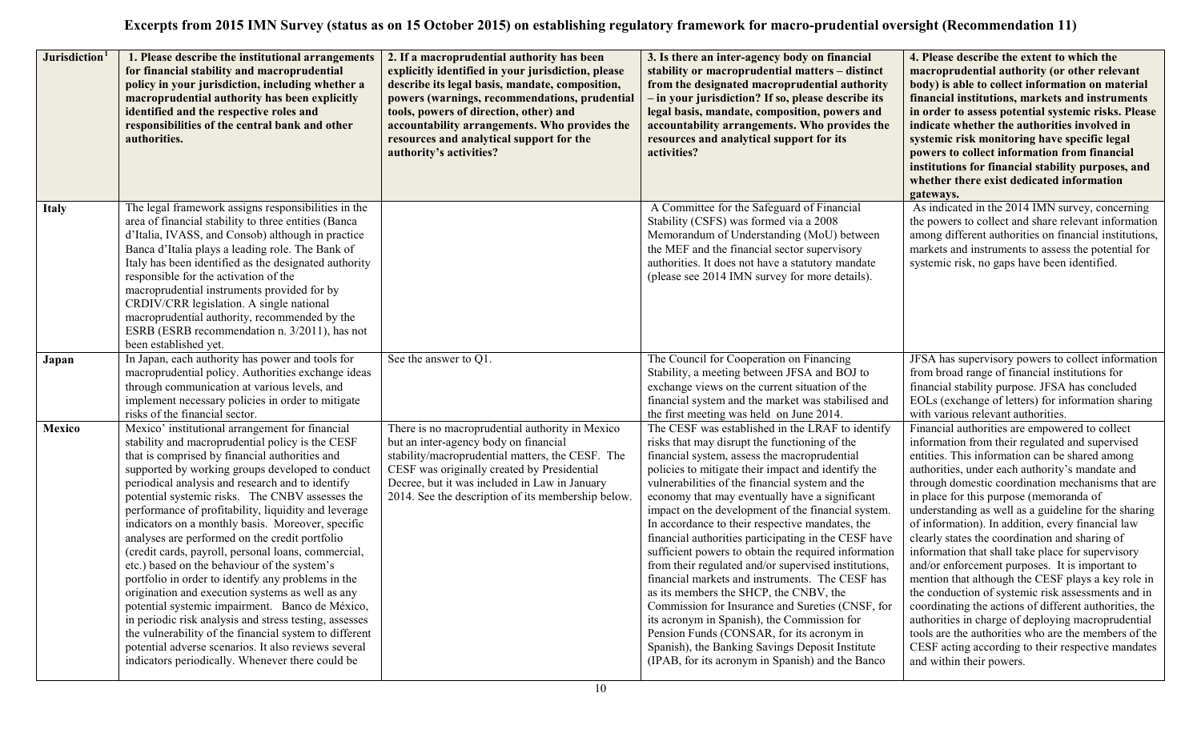# Excerpts from 2015 IMN Survey (status as on 15 October 2015) on establishing regulatory framework for macro-prudential oversight (Recommendation 11)

| Jurisdiction[1] | 1. Please describe the institutional arrangements for financial stability and macroprudential policy in your jurisdiction, including whether a macroprudential authority has been explicitly identified and the respective roles and responsibilities of the central bank and other authorities. | 2. If a macroprudential authority has been explicitly identified in your jurisdiction, please describe its legal basis, mandate, composition, powers (warnings, recommendations, prudential tools, powers of direction, other) and accountability arrangements. Who provides the resources and analytical support for the authority's activities? | 3. Is there an inter-agency body on financial stability or macroprudential matters – distinct from the designated macroprudential authority – in your jurisdiction? If so, please describe its legal basis, mandate, composition, powers and accountability arrangements. Who provides the resources and analytical support for its activities? | 4. Please describe the extent to which the macroprudential authority (or other relevant body) is able to collect information on material financial institutions, markets and instruments in order to assess potential systemic risks. Please indicate whether the authorities involved in systemic risk monitoring have specific legal powers to collect information from financial institutions for financial stability purposes, and whether there exist dedicated information gateways. |
|---|---|---|---|---|
| **Italy** | The legal framework assigns responsibilities in the area of financial stability to three entities (Banca d'Italia, IVASS, and Consob) although in practice Banca d'Italia plays a leading role. The Bank of Italy has been identified as the designated authority responsible for the activation of the macroprudential instruments provided for by CRDIV/CRR legislation. A single national macroprudential authority, recommended by the ESRB (ESRB recommendation n. 3/2011), has not been established yet. | | A Committee for the Safeguard of Financial Stability (CSFS) was formed via a 2008 Memorandum of Understanding (MoU) between the MEF and the financial sector supervisory authorities. It does not have a statutory mandate (please see 2014 IMN survey for more details). | As indicated in the 2014 IMN survey, concerning the powers to collect and share relevant information among different authorities on financial institutions, markets and instruments to assess the potential for systemic risk, no gaps have been identified. |
| **Japan** | In Japan, each authority has power and tools for macroprudential policy. Authorities exchange ideas through communication at various levels, and implement necessary policies in order to mitigate risks of the financial sector. | See the answer to Q1. | The Council for Cooperation on Financing Stability, a meeting between JFSA and BOJ to exchange views on the current situation of the financial system and the market was stabilised and the first meeting was held on June 2014. | JFSA has supervisory powers to collect information from broad range of financial institutions for financial stability purpose. JFSA has concluded EOLs (exchange of letters) for information sharing with various relevant authorities. |
| **Mexico** | Mexico' institutional arrangement for financial stability and macroprudential policy is the CESF that is comprised by financial authorities and supported by working groups developed to conduct periodical analysis and research and to identify potential systemic risks. The CNBV assesses the performance of profitability, liquidity and leverage indicators on a monthly basis. Moreover, specific analyses are performed on the credit portfolio (credit cards, payroll, personal loans, commercial, etc.) based on the behaviour of the system's portfolio in order to identify any problems in the origination and execution systems as well as any potential systemic impairment. Banco de México, in periodic risk analysis and stress testing, assesses the vulnerability of the financial system to different potential adverse scenarios. It also reviews several indicators periodically. Whenever there could be | There is no macroprudential authority in Mexico but an inter-agency body on financial stability/macroprudential matters, the CESF. The CESF was originally created by Presidential Decree, but it was included in Law in January 2014. See the description of its membership below. | The CESF was established in the LRAF to identify risks that may disrupt the functioning of the financial system, assess the macroprudential policies to mitigate their impact and identify the vulnerabilities of the financial system and the economy that may eventually have a significant impact on the development of the financial system. In accordance to their respective mandates, the financial authorities participating in the CESF have sufficient powers to obtain the required information from their regulated and/or supervised institutions, financial markets and instruments. The CESF has as its members the SHCP, the CNBV, the Commission for Insurance and Sureties (CNSF, for its acronym in Spanish), the Commission for Pension Funds (CONSAR, for its acronym in Spanish), the Banking Savings Deposit Institute (IPAB, for its acronym in Spanish) and the Banco | Financial authorities are empowered to collect information from their regulated and supervised entities. This information can be shared among authorities, under each authority's mandate and through domestic coordination mechanisms that are in place for this purpose (memoranda of understanding as well as a guideline for the sharing of information). In addition, every financial law clearly states the coordination and sharing of information that shall take place for supervisory and/or enforcement purposes. It is important to mention that although the CESF plays a key role in the conduction of systemic risk assessments and in coordinating the actions of different authorities, the authorities in charge of deploying macroprudential tools are the authorities who are the members of the CESF acting according to their respective mandates and within their powers. |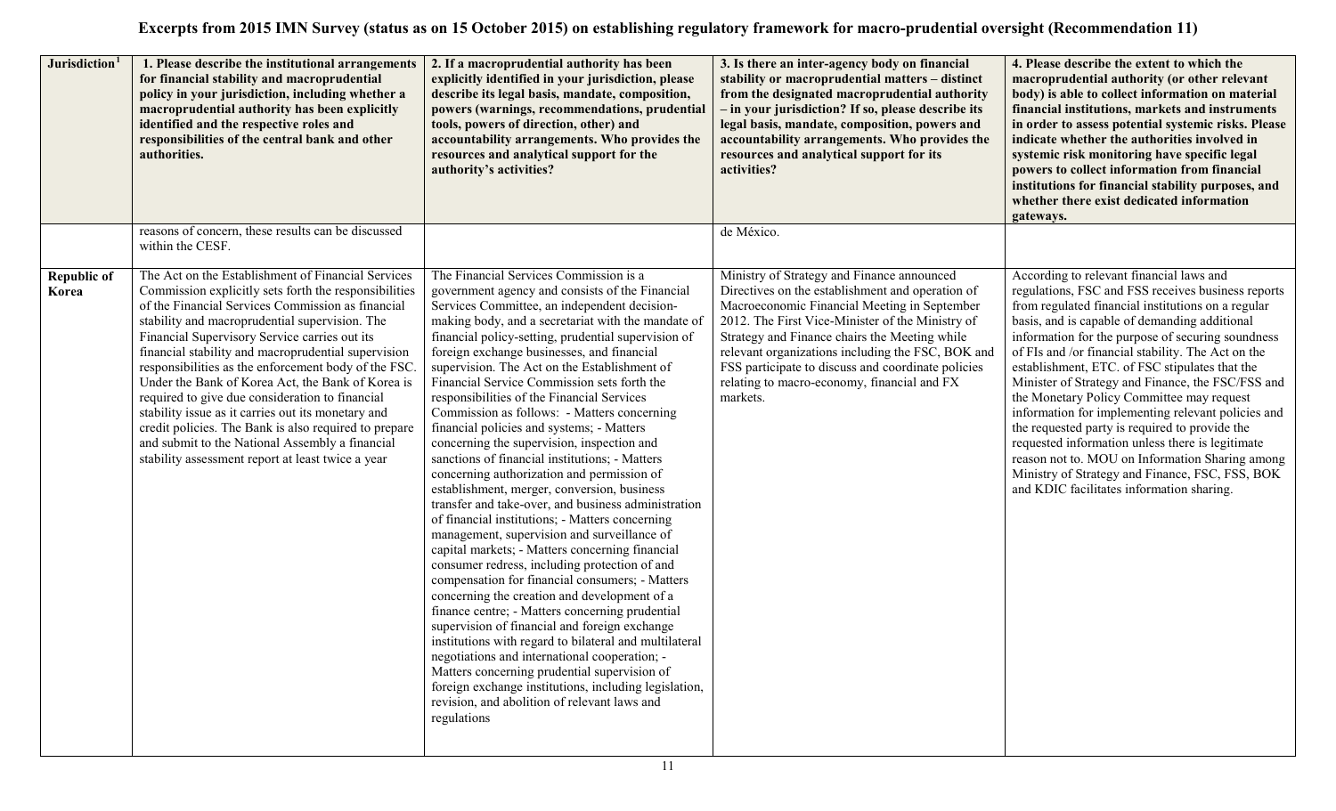# Excerpts from 2015 IMN Survey (status as on 15 October 2015) on establishing regulatory framework for macro-prudential oversight (Recommendation 11)

| Jurisdiction[1] | 1. Please describe the institutional arrangements for financial stability and macroprudential policy in your jurisdiction, including whether a macroprudential authority has been explicitly identified and the respective roles and responsibilities of the central bank and other authorities. | 2. If a macroprudential authority has been explicitly identified in your jurisdiction, please describe its legal basis, mandate, composition, powers (warnings, recommendations, prudential tools, powers of direction, other) and accountability arrangements. Who provides the resources and analytical support for the authority's activities? | 3. Is there an inter-agency body on financial stability or macroprudential matters – distinct from the designated macroprudential authority – in your jurisdiction? If so, please describe its legal basis, mandate, composition, powers and accountability arrangements. Who provides the resources and analytical support for its activities? | 4. Please describe the extent to which the macroprudential authority (or other relevant body) is able to collect information on material financial institutions, markets and instruments in order to assess potential systemic risks. Please indicate whether the authorities involved in systemic risk monitoring have specific legal powers to collect information from financial institutions for financial stability purposes, and whether there exist dedicated information gateways. |
|---|---|---|---|---|
| | reasons of concern, these results can be discussed within the CESF. | | de México. | |
| **Republic of Korea** | The Act on the Establishment of Financial Services Commission explicitly sets forth the responsibilities of the Financial Services Commission as financial stability and macroprudential supervision. The Financial Supervisory Service carries out its financial stability and macroprudential supervision responsibilities as the enforcement body of the FSC. Under the Bank of Korea Act, the Bank of Korea is required to give due consideration to financial stability issue as it carries out its monetary and credit policies. The Bank is also required to prepare and submit to the National Assembly a financial stability assessment report at least twice a year | The Financial Services Commission is a government agency and consists of the Financial Services Committee, an independent decision-making body, and a secretariat with the mandate of financial policy-setting, prudential supervision of foreign exchange businesses, and financial supervision. The Act on the Establishment of Financial Service Commission sets forth the responsibilities of the Financial Services Commission as follows: - Matters concerning financial policies and systems; - Matters concerning the supervision, inspection and sanctions of financial institutions; - Matters concerning authorization and permission of establishment, merger, conversion, business transfer and take-over, and business administration of financial institutions; - Matters concerning management, supervision and surveillance of capital markets; - Matters concerning financial consumer redress, including protection of and compensation for financial consumers; - Matters concerning the creation and development of a finance centre; - Matters concerning prudential supervision of financial and foreign exchange institutions with regard to bilateral and multilateral negotiations and international cooperation; - Matters concerning prudential supervision of foreign exchange institutions, including legislation, revision, and abolition of relevant laws and regulations | Ministry of Strategy and Finance announced Directives on the establishment and operation of Macroeconomic Financial Meeting in September 2012. The First Vice-Minister of the Ministry of Strategy and Finance chairs the Meeting while relevant organizations including the FSC, BOK and FSS participate to discuss and coordinate policies relating to macro-economy, financial and FX markets. | According to relevant financial laws and regulations, FSC and FSS receives business reports from regulated financial institutions on a regular basis, and is capable of demanding additional information for the purpose of securing soundness of FIs and /or financial stability. The Act on the establishment, ETC. of FSC stipulates that the Minister of Strategy and Finance, the FSC/FSS and the Monetary Policy Committee may request information for implementing relevant policies and the requested party is required to provide the requested information unless there is legitimate reason not to. MOU on Information Sharing among Ministry of Strategy and Finance, FSC, FSS, BOK and KDIC facilitates information sharing. |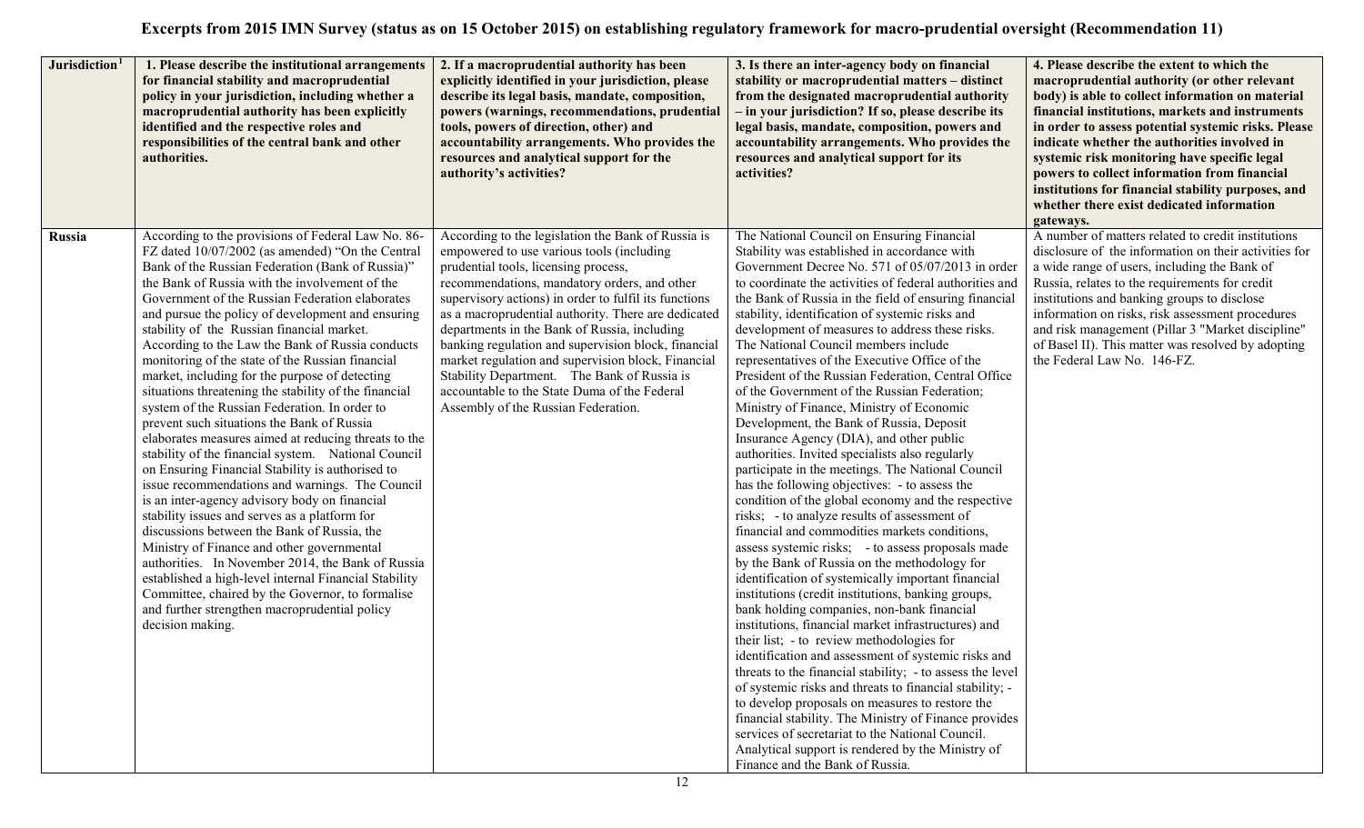# Excerpts from 2015 IMN Survey (status as on 15 October 2015) on establishing regulatory framework for macro-prudential oversight (Recommendation 11)

| Jurisdiction[1] | 1. Please describe the institutional arrangements for financial stability and macroprudential policy in your jurisdiction, including whether a macroprudential authority has been explicitly identified and the respective roles and responsibilities of the central bank and other authorities. | 2. If a macroprudential authority has been explicitly identified in your jurisdiction, please describe its legal basis, mandate, composition, powers (warnings, recommendations, prudential tools, powers of direction, other) and accountability arrangements. Who provides the resources and analytical support for the authority's activities? | 3. Is there an inter-agency body on financial stability or macroprudential matters – distinct from the designated macroprudential authority – in your jurisdiction? If so, please describe its legal basis, mandate, composition, powers and accountability arrangements. Who provides the resources and analytical support for its activities? | 4. Please describe the extent to which the macroprudential authority (or other relevant body) is able to collect information on material financial institutions, markets and instruments in order to assess potential systemic risks. Please indicate whether the authorities involved in systemic risk monitoring have specific legal powers to collect information from financial institutions for financial stability purposes, and whether there exist dedicated information gateways. |
|---|---|---|---|---|
| **Russia** | According to the provisions of Federal Law No. 86-FZ dated 10/07/2002 (as amended) "On the Central Bank of the Russian Federation (Bank of Russia)" the Bank of Russia with the involvement of the Government of the Russian Federation elaborates and pursue the policy of development and ensuring stability of the Russian financial market. According to the Law the Bank of Russia conducts monitoring of the state of the Russian financial market, including for the purpose of detecting situations threatening the stability of the financial system of the Russian Federation. In order to prevent such situations the Bank of Russia elaborates measures aimed at reducing threats to the stability of the financial system. National Council on Ensuring Financial Stability is authorised to issue recommendations and warnings. The Council is an inter-agency advisory body on financial stability issues and serves as a platform for discussions between the Bank of Russia, the Ministry of Finance and other governmental authorities. In November 2014, the Bank of Russia established a high-level internal Financial Stability Committee, chaired by the Governor, to formalise and further strengthen macroprudential policy decision making. | According to the legislation the Bank of Russia is empowered to use various tools (including prudential tools, licensing process, recommendations, mandatory orders, and other supervisory actions) in order to fulfil its functions as a macroprudential authority. There are dedicated departments in the Bank of Russia, including banking regulation and supervision block, financial market regulation and supervision block, Financial Stability Department. The Bank of Russia is accountable to the State Duma of the Federal Assembly of the Russian Federation. | The National Council on Ensuring Financial Stability was established in accordance with Government Decree No. 571 of 05/07/2013 in order to coordinate the activities of federal authorities and the Bank of Russia in the field of ensuring financial stability, identification of systemic risks and development of measures to address these risks. The National Council members include representatives of the Executive Office of the President of the Russian Federation, Central Office of the Government of the Russian Federation; Ministry of Finance, Ministry of Economic Development, the Bank of Russia, Deposit Insurance Agency (DIA), and other public authorities. Invited specialists also regularly participate in the meetings. The National Council has the following objectives: - to assess the condition of the global economy and the respective risks; - to analyze results of assessment of financial and commodities markets conditions, assess systemic risks; - to assess proposals made by the Bank of Russia on the methodology for identification of systemically important financial institutions (credit institutions, banking groups, bank holding companies, non-bank financial institutions, financial market infrastructures) and their list; - to review methodologies for identification and assessment of systemic risks and threats to the financial stability; - to assess the level of systemic risks and threats to financial stability; - to develop proposals on measures to restore the financial stability. The Ministry of Finance provides services of secretariat to the National Council. Analytical support is rendered by the Ministry of Finance and the Bank of Russia. | A number of matters related to credit institutions disclosure of the information on their activities for a wide range of users, including the Bank of Russia, relates to the requirements for credit institutions and banking groups to disclose information on risks, risk assessment procedures and risk management (Pillar 3 "Market discipline" of Basel II). This matter was resolved by adopting the Federal Law No. 146-FZ. |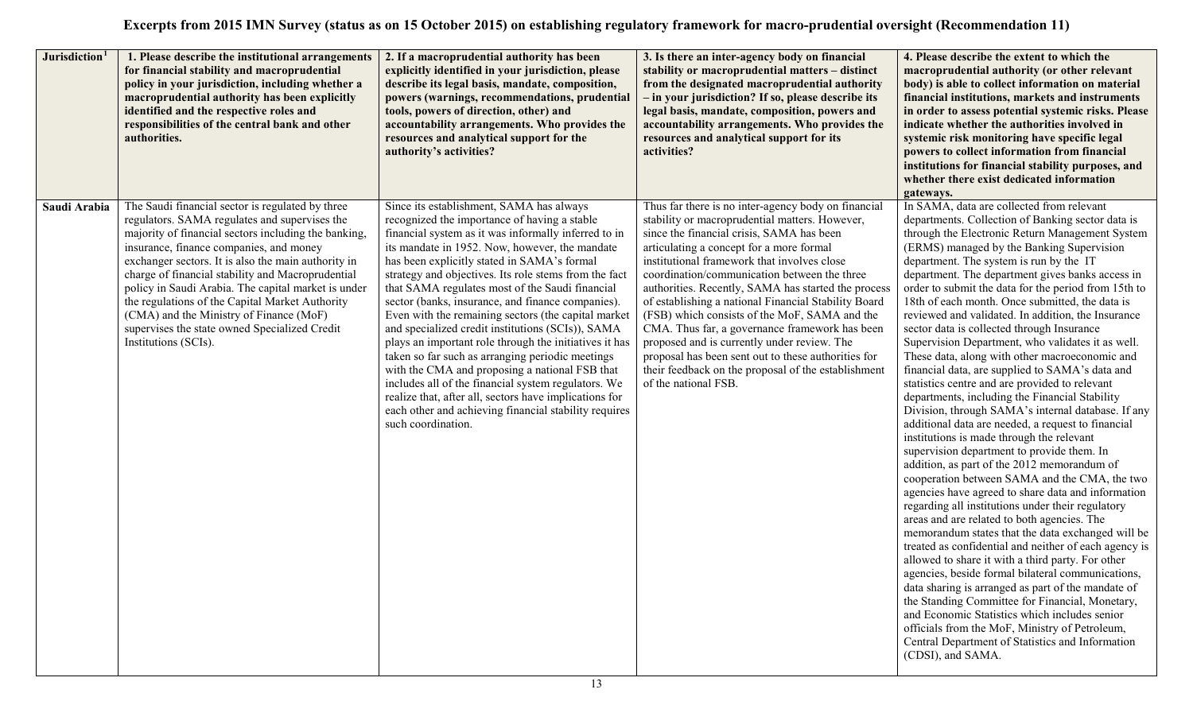# Excerpts from 2015 IMN Survey (status as on 15 October 2015) on establishing regulatory framework for macro-prudential oversight (Recommendation 11)

| Jurisdiction[1] | 1. Please describe the institutional arrangements for financial stability and macroprudential policy in your jurisdiction, including whether a macroprudential authority has been explicitly identified and the respective roles and responsibilities of the central bank and other authorities. | 2. If a macroprudential authority has been explicitly identified in your jurisdiction, please describe its legal basis, mandate, composition, powers (warnings, recommendations, prudential tools, powers of direction, other) and accountability arrangements. Who provides the resources and analytical support for the authority's activities? | 3. Is there an inter-agency body on financial stability or macroprudential matters – distinct from the designated macroprudential authority – in your jurisdiction? If so, please describe its legal basis, mandate, composition, powers and accountability arrangements. Who provides the resources and analytical support for its activities? | 4. Please describe the extent to which the macroprudential authority (or other relevant body) is able to collect information on material financial institutions, markets and instruments in order to assess potential systemic risks. Please indicate whether the authorities involved in systemic risk monitoring have specific legal powers to collect information from financial institutions for financial stability purposes, and whether there exist dedicated information gateways. |
|---|---|---|---|---|
| **Saudi Arabia** | The Saudi financial sector is regulated by three regulators. SAMA regulates and supervises the majority of financial sectors including the banking, insurance, finance companies, and money exchanger sectors. It is also the main authority in charge of financial stability and Macroprudential policy in Saudi Arabia. The capital market is under the regulations of the Capital Market Authority (CMA) and the Ministry of Finance (MoF) supervises the state owned Specialized Credit Institutions (SCIs). | Since its establishment, SAMA has always recognized the importance of having a stable financial system as it was informally inferred to in its mandate in 1952. Now, however, the mandate has been explicitly stated in SAMA's formal strategy and objectives. Its role stems from the fact that SAMA regulates most of the Saudi financial sector (banks, insurance, and finance companies). Even with the remaining sectors (the capital market and specialized credit institutions (SCIs)), SAMA plays an important role through the initiatives it has taken so far such as arranging periodic meetings with the CMA and proposing a national FSB that includes all of the financial system regulators. We realize that, after all, sectors have implications for each other and achieving financial stability requires such coordination. | Thus far there is no inter-agency body on financial stability or macroprudential matters. However, since the financial crisis, SAMA has been articulating a concept for a more formal institutional framework that involves close coordination/communication between the three authorities. Recently, SAMA has started the process of establishing a national Financial Stability Board (FSB) which consists of the MoF, SAMA and the CMA. Thus far, a governance framework has been proposed and is currently under review. The proposal has been sent out to these authorities for their feedback on the proposal of the establishment of the national FSB. | In SAMA, data are collected from relevant departments. Collection of Banking sector data is through the Electronic Return Management System (ERMS) managed by the Banking Supervision department. The system is run by the IT department. The department gives banks access in order to submit the data for the period from 15th to 18th of each month. Once submitted, the data is reviewed and validated. In addition, the Insurance sector data is collected through Insurance Supervision Department, who validates it as well. These data, along with other macroeconomic and financial data, are supplied to SAMA's data and statistics centre and are provided to relevant departments, including the Financial Stability Division, through SAMA's internal database. If any additional data are needed, a request to financial institutions is made through the relevant supervision department to provide them. In addition, as part of the 2012 memorandum of cooperation between SAMA and the CMA, the two agencies have agreed to share data and information regarding all institutions under their regulatory areas and are related to both agencies. The memorandum states that the data exchanged will be treated as confidential and neither of each agency is allowed to share it with a third party. For other agencies, beside formal bilateral communications, data sharing is arranged as part of the mandate of the Standing Committee for Financial, Monetary, and Economic Statistics which includes senior officials from the MoF, Ministry of Petroleum, Central Department of Statistics and Information (CDSI), and SAMA. |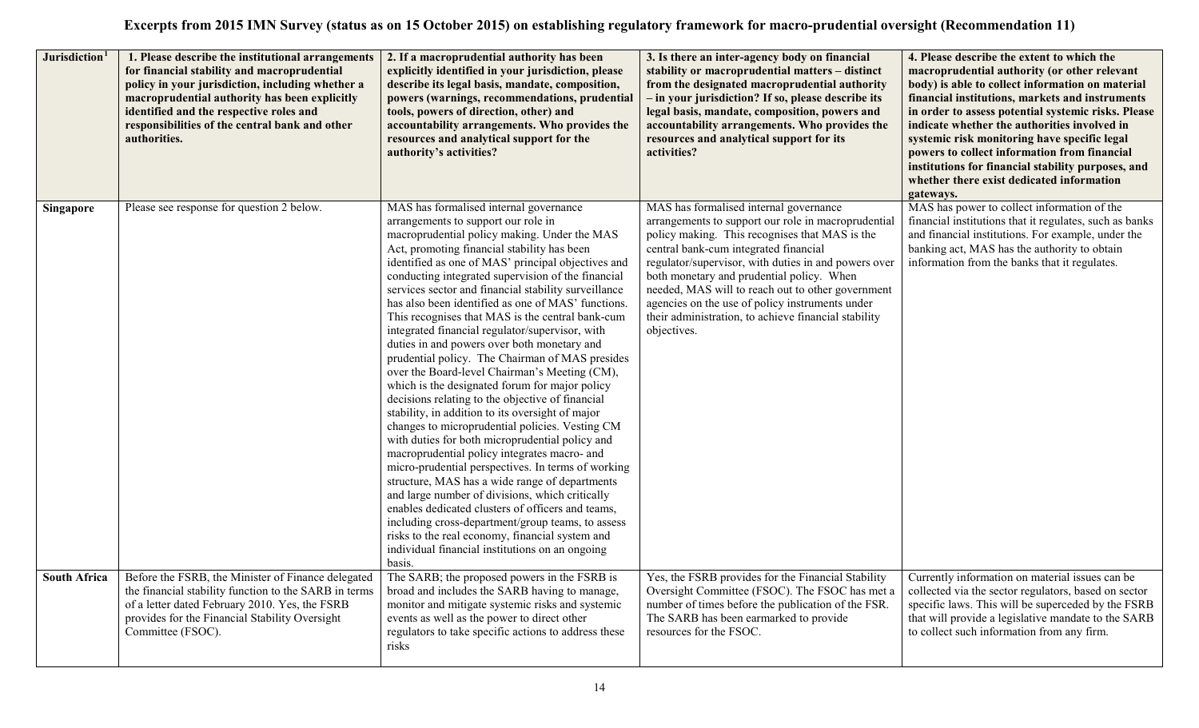# Excerpts from 2015 IMN Survey (status as on 15 October 2015) on establishing regulatory framework for macro-prudential oversight (Recommendation 11)

| Jurisdiction[1] | 1. Please describe the institutional arrangements for financial stability and macroprudential policy in your jurisdiction, including whether a macroprudential authority has been explicitly identified and the respective roles and responsibilities of the central bank and other authorities. | 2. If a macroprudential authority has been explicitly identified in your jurisdiction, please describe its legal basis, mandate, composition, powers (warnings, recommendations, prudential tools, powers of direction, other) and accountability arrangements. Who provides the resources and analytical support for the authority's activities? | 3. Is there an inter-agency body on financial stability or macroprudential matters – distinct from the designated macroprudential authority – in your jurisdiction? If so, please describe its legal basis, mandate, composition, powers and accountability arrangements. Who provides the resources and analytical support for its activities? | 4. Please describe the extent to which the macroprudential authority (or other relevant body) is able to collect information on material financial institutions, markets and instruments in order to assess potential systemic risks. Please indicate whether the authorities involved in systemic risk monitoring have specific legal powers to collect information from financial institutions for financial stability purposes, and whether there exist dedicated information gateways. |
|---|---|---|---|---|
| **Singapore** | Please see response for question 2 below. | MAS has formalised internal governance arrangements to support our role in macroprudential policy making. Under the MAS Act, promoting financial stability has been identified as one of MAS' principal objectives and conducting integrated supervision of the financial services sector and financial stability surveillance has also been identified as one of MAS' functions. This recognises that MAS is the central bank-cum integrated financial regulator/supervisor, with duties in and powers over both monetary and prudential policy. The Chairman of MAS presides over the Board-level Chairman's Meeting (CM), which is the designated forum for major policy decisions relating to the objective of financial stability, in addition to its oversight of major changes to microprudential policies. Vesting CM with duties for both microprudential policy and macroprudential policy integrates macro- and micro-prudential perspectives. In terms of working structure, MAS has a wide range of departments and large number of divisions, which critically enables dedicated clusters of officers and teams, including cross-department/group teams, to assess risks to the real economy, financial system and individual financial institutions on an ongoing basis. | MAS has formalised internal governance arrangements to support our role in macroprudential policy making. This recognises that MAS is the central bank-cum integrated financial regulator/supervisor, with duties in and powers over both monetary and prudential policy. When needed, MAS will to reach out to other government agencies on the use of policy instruments under their administration, to achieve financial stability objectives. | MAS has power to collect information of the financial institutions that it regulates, such as banks and financial institutions. For example, under the banking act, MAS has the authority to obtain information from the banks that it regulates. |
| **South Africa** | Before the FSRB, the Minister of Finance delegated the financial stability function to the SARB in terms of a letter dated February 2010. Yes, the FSRB provides for the Financial Stability Oversight Committee (FSOC). | The SARB; the proposed powers in the FSRB is broad and includes the SARB having to manage, monitor and mitigate systemic risks and systemic events as well as the power to direct other regulators to take specific actions to address these risks | Yes, the FSRB provides for the Financial Stability Oversight Committee (FSOC). The FSOC has met a number of times before the publication of the FSR. The SARB has been earmarked to provide resources for the FSOC. | Currently information on material issues can be collected via the sector regulators, based on sector specific laws. This will be superceded by the FSRB that will provide a legislative mandate to the SARB to collect such information from any firm. |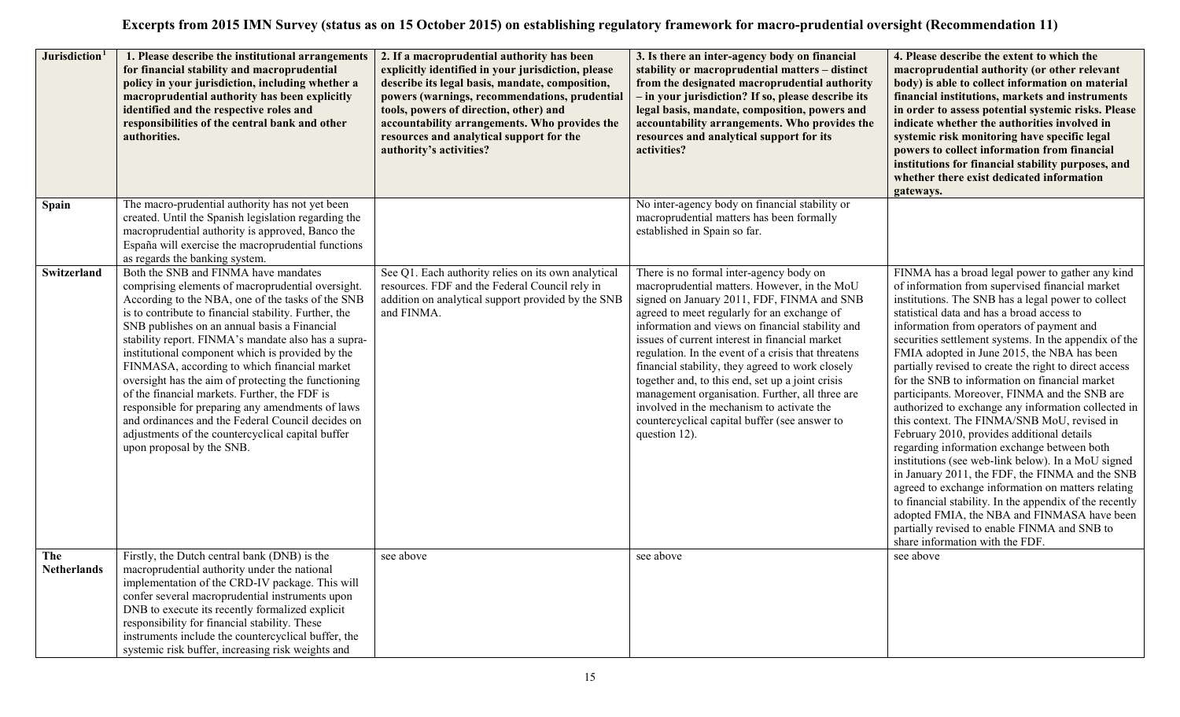# Excerpts from 2015 IMN Survey (status as on 15 October 2015) on establishing regulatory framework for macro-prudential oversight (Recommendation 11)

| Jurisdiction[1] | 1. Please describe the institutional arrangements for financial stability and macroprudential policy in your jurisdiction, including whether a macroprudential authority has been explicitly identified and the respective roles and responsibilities of the central bank and other authorities. | 2. If a macroprudential authority has been explicitly identified in your jurisdiction, please describe its legal basis, mandate, composition, powers (warnings, recommendations, prudential tools, powers of direction, other) and accountability arrangements. Who provides the resources and analytical support for the authority's activities? | 3. Is there an inter-agency body on financial stability or macroprudential matters – distinct from the designated macroprudential authority – in your jurisdiction? If so, please describe its legal basis, mandate, composition, powers and accountability arrangements. Who provides the resources and analytical support for its activities? | 4. Please describe the extent to which the macroprudential authority (or other relevant body) is able to collect information on material financial institutions, markets and instruments in order to assess potential systemic risks. Please indicate whether the authorities involved in systemic risk monitoring have specific legal powers to collect information from financial institutions for financial stability purposes, and whether there exist dedicated information gateways. |
| --- | --- | --- | --- | --- |
| **Spain** | The macro-prudential authority has not yet been created. Until the Spanish legislation regarding the macroprudential authority is approved, Banco the España will exercise the macroprudential functions as regards the banking system. | | No inter-agency body on financial stability or macroprudential matters has been formally established in Spain so far. | |
| **Switzerland** | Both the SNB and FINMA have mandates comprising elements of macroprudential oversight. According to the NBA, one of the tasks of the SNB is to contribute to financial stability. Further, the SNB publishes on an annual basis a Financial stability report. FINMA's mandate also has a supra-institutional component which is provided by the FINMASA, according to which financial market oversight has the aim of protecting the functioning of the financial markets. Further, the FDF is responsible for preparing any amendments of laws and ordinances and the Federal Council decides on adjustments of the countercyclical capital buffer upon proposal by the SNB. | See Q1. Each authority relies on its own analytical resources. FDF and the Federal Council rely in addition on analytical support provided by the SNB and FINMA. | There is no formal inter-agency body on macroprudential matters. However, in the MoU signed on January 2011, FDF, FINMA and SNB agreed to meet regularly for an exchange of information and views on financial stability and issues of current interest in financial market regulation. In the event of a crisis that threatens financial stability, they agreed to work closely together and, to this end, set up a joint crisis management organisation. Further, all three are involved in the mechanism to activate the countercyclical capital buffer (see answer to question 12). | FINMA has a broad legal power to gather any kind of information from supervised financial market institutions. The SNB has a legal power to collect statistical data and has a broad access to information from operators of payment and securities settlement systems. In the appendix of the FMIA adopted in June 2015, the NBA has been partially revised to create the right to direct access for the SNB to information on financial market participants. Moreover, FINMA and the SNB are authorized to exchange any information collected in this context. The FINMA/SNB MoU, revised in February 2010, provides additional details regarding information exchange between both institutions (see web-link below). In a MoU signed in January 2011, the FDF, the FINMA and the SNB agreed to exchange information on matters relating to financial stability. In the appendix of the recently adopted FMIA, the NBA and FINMASA have been partially revised to enable FINMA and SNB to share information with the FDF. |
| **The Netherlands** | Firstly, the Dutch central bank (DNB) is the macroprudential authority under the national implementation of the CRD-IV package. This will confer several macroprudential instruments upon DNB to execute its recently formalized explicit responsibility for financial stability. These instruments include the countercyclical buffer, the systemic risk buffer, increasing risk weights and | see above | see above | see above |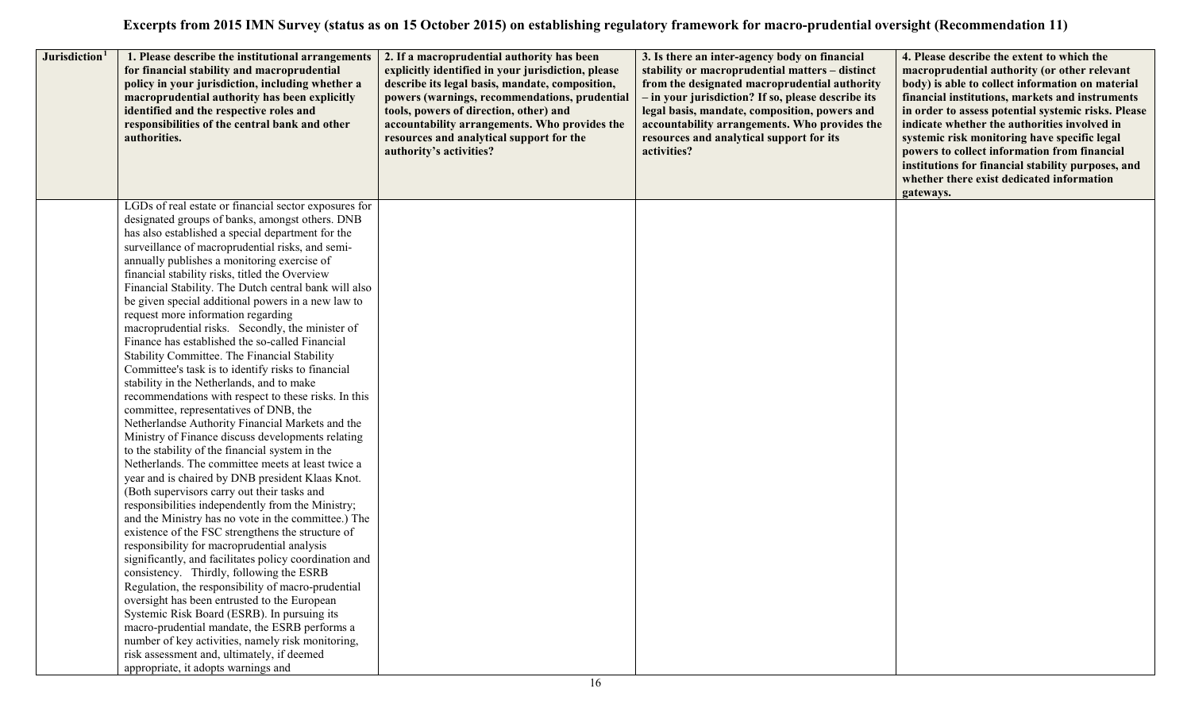# Excerpts from 2015 IMN Survey (status as on 15 October 2015) on establishing regulatory framework for macro-prudential oversight (Recommendation 11)

| Jurisdiction[1] | 1. Please describe the institutional arrangements for financial stability and macroprudential policy in your jurisdiction, including whether a macroprudential authority has been explicitly identified and the respective roles and responsibilities of the central bank and other authorities. | 2. If a macroprudential authority has been explicitly identified in your jurisdiction, please describe its legal basis, mandate, composition, powers (warnings, recommendations, prudential tools, powers of direction, other) and accountability arrangements. Who provides the resources and analytical support for the authority's activities? | 3. Is there an inter-agency body on financial stability or macroprudential matters – distinct from the designated macroprudential authority – in your jurisdiction? If so, please describe its legal basis, mandate, composition, powers and accountability arrangements. Who provides the resources and analytical support for its activities? | 4. Please describe the extent to which the macroprudential authority (or other relevant body) is able to collect information on material financial institutions, markets and instruments in order to assess potential systemic risks. Please indicate whether the authorities involved in systemic risk monitoring have specific legal powers to collect information from financial institutions for financial stability purposes, and whether there exist dedicated information gateways. |
|---|---|---|---|---|
| | LGDs of real estate or financial sector exposures for designated groups of banks, amongst others. DNB has also established a special department for the surveillance of macroprudential risks, and semi-annually publishes a monitoring exercise of financial stability risks, titled the Overview Financial Stability. The Dutch central bank will also be given special additional powers in a new law to request more information regarding macroprudential risks. Secondly, the minister of Finance has established the so-called Financial Stability Committee. The Financial Stability Committee's task is to identify risks to financial stability in the Netherlands, and to make recommendations with respect to these risks. In this committee, representatives of DNB, the Netherlandse Authority Financial Markets and the Ministry of Finance discuss developments relating to the stability of the financial system in the Netherlands. The committee meets at least twice a year and is chaired by DNB president Klaas Knot. (Both supervisors carry out their tasks and responsibilities independently from the Ministry; and the Ministry has no vote in the committee.) The existence of the FSC strengthens the structure of responsibility for macroprudential analysis significantly, and facilitates policy coordination and consistency. Thirdly, following the ESRB Regulation, the responsibility of macro-prudential oversight has been entrusted to the European Systemic Risk Board (ESRB). In pursuing its macro-prudential mandate, the ESRB performs a number of key activities, namely risk monitoring, risk assessment and, ultimately, if deemed appropriate, it adopts warnings and | | | |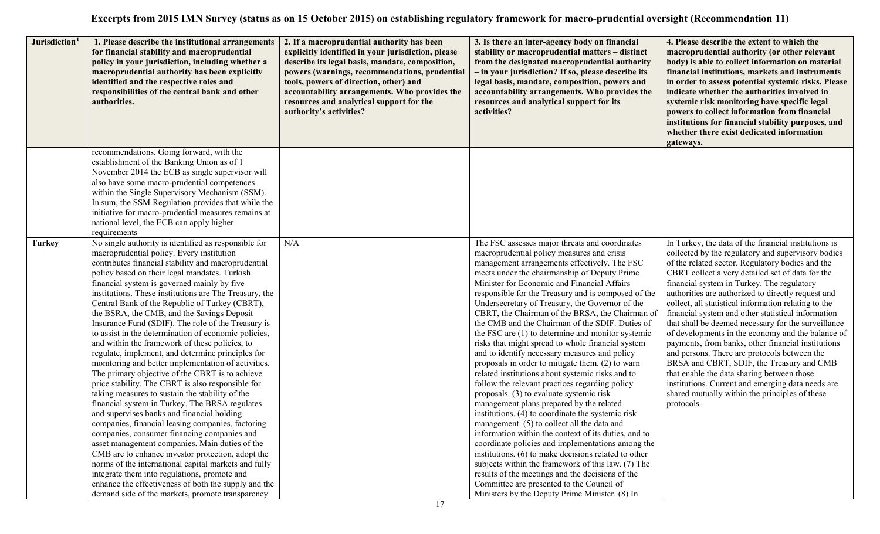# Excerpts from 2015 IMN Survey (status as on 15 October 2015) on establishing regulatory framework for macro-prudential oversight (Recommendation 11)

| Jurisdiction[1] | 1. Please describe the institutional arrangements for financial stability and macroprudential policy in your jurisdiction, including whether a macroprudential authority has been explicitly identified and the respective roles and responsibilities of the central bank and other authorities. | 2. If a macroprudential authority has been explicitly identified in your jurisdiction, please describe its legal basis, mandate, composition, powers (warnings, recommendations, prudential tools, powers of direction, other) and accountability arrangements. Who provides the resources and analytical support for the authority's activities? | 3. Is there an inter-agency body on financial stability or macroprudential matters – distinct from the designated macroprudential authority – in your jurisdiction? If so, please describe its legal basis, mandate, composition, powers and accountability arrangements. Who provides the resources and analytical support for its activities? | 4. Please describe the extent to which the macroprudential authority (or other relevant body) is able to collect information on material financial institutions, markets and instruments in order to assess potential systemic risks. Please indicate whether the authorities involved in systemic risk monitoring have specific legal powers to collect information from financial institutions for financial stability purposes, and whether there exist dedicated information gateways. |
|---|---|---|---|---|
| | recommendations. Going forward, with the establishment of the Banking Union as of 1 November 2014 the ECB as single supervisor will also have some macro-prudential competences within the Single Supervisory Mechanism (SSM). In sum, the SSM Regulation provides that while the initiative for macro-prudential measures remains at national level, the ECB can apply higher requirements | | | |
| **Turkey** | No single authority is identified as responsible for macroprudential policy. Every institution contributes financial stability and macroprudential policy based on their legal mandates. Turkish financial system is governed mainly by five institutions. These institutions are The Treasury, the Central Bank of the Republic of Turkey (CBRT), the BSRA, the CMB, and the Savings Deposit Insurance Fund (SDIF). The role of the Treasury is to assist in the determination of economic policies, and within the framework of these policies, to regulate, implement, and determine principles for monitoring and better implementation of activities. The primary objective of the CBRT is to achieve price stability. The CBRT is also responsible for taking measures to sustain the stability of the financial system in Turkey. The BRSA regulates and supervises banks and financial holding companies, financial leasing companies, factoring companies, consumer financing companies and asset management companies. Main duties of the CMB are to enhance investor protection, adopt the norms of the international capital markets and fully integrate them into regulations, promote and enhance the effectiveness of both the supply and the demand side of the markets, promote transparency | N/A | The FSC assesses major threats and coordinates macroprudential policy measures and crisis management arrangements effectively. The FSC meets under the chairmanship of Deputy Prime Minister for Economic and Financial Affairs responsible for the Treasury and is composed of the Undersecretary of Treasury, the Governor of the CBRT, the Chairman of the BRSA, the Chairman of the CMB and the Chairman of the SDIF. Duties of the FSC are (1) to determine and monitor systemic risks that might spread to whole financial system and to identify necessary measures and policy proposals in order to mitigate them. (2) to warn related institutions about systemic risks and to follow the relevant practices regarding policy proposals. (3) to evaluate systemic risk management plans prepared by the related institutions. (4) to coordinate the systemic risk management. (5) to collect all the data and information within the context of its duties, and to coordinate policies and implementations among the institutions. (6) to make decisions related to other subjects within the framework of this law. (7) The results of the meetings and the decisions of the Committee are presented to the Council of Ministers by the Deputy Prime Minister. (8) In | In Turkey, the data of the financial institutions is collected by the regulatory and supervisory bodies of the related sector. Regulatory bodies and the CBRT collect a very detailed set of data for the financial system in Turkey. The regulatory authorities are authorized to directly request and collect, all statistical information relating to the financial system and other statistical information that shall be deemed necessary for the surveillance of developments in the economy and the balance of payments, from banks, other financial institutions and persons. There are protocols between the BRSA and CBRT, SDIF, the Treasury and CMB that enable the data sharing between those institutions. Current and emerging data needs are shared mutually within the principles of these protocols. |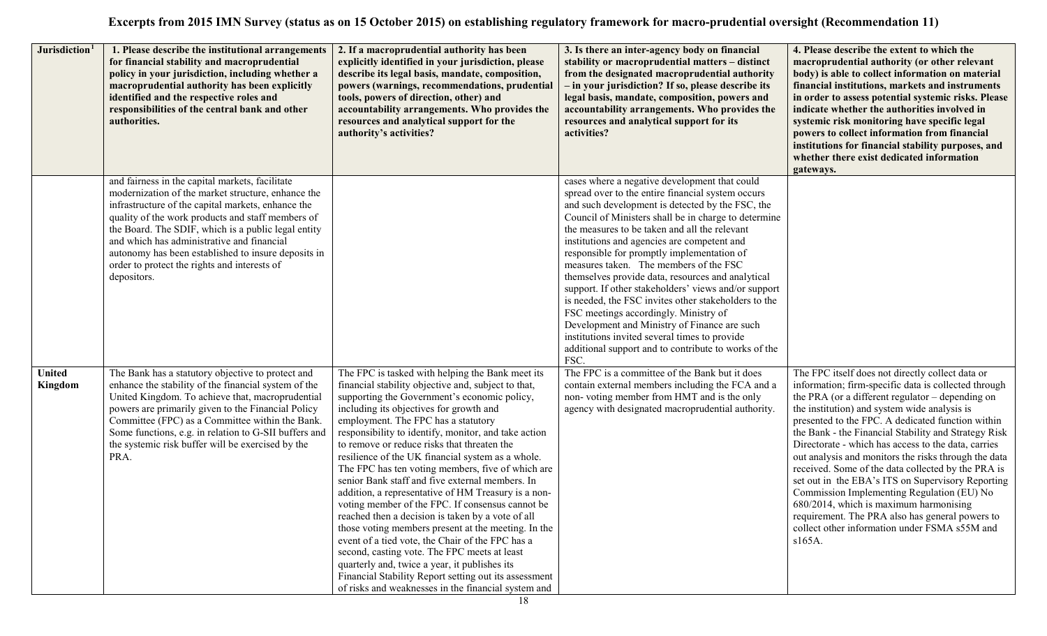# Excerpts from 2015 IMN Survey (status as on 15 October 2015) on establishing regulatory framework for macro-prudential oversight (Recommendation 11)

| Jurisdiction[1] | 1. Please describe the institutional arrangements for financial stability and macroprudential policy in your jurisdiction, including whether a macroprudential authority has been explicitly identified and the respective roles and responsibilities of the central bank and other authorities. | 2. If a macroprudential authority has been explicitly identified in your jurisdiction, please describe its legal basis, mandate, composition, powers (warnings, recommendations, prudential tools, powers of direction, other) and accountability arrangements. Who provides the resources and analytical support for the authority's activities? | 3. Is there an inter-agency body on financial stability or macroprudential matters – distinct from the designated macroprudential authority – in your jurisdiction? If so, please describe its legal basis, mandate, composition, powers and accountability arrangements. Who provides the resources and analytical support for its activities? | 4. Please describe the extent to which the macroprudential authority (or other relevant body) is able to collect information on material financial institutions, markets and instruments in order to assess potential systemic risks. Please indicate whether the authorities involved in systemic risk monitoring have specific legal powers to collect information from financial institutions for financial stability purposes, and whether there exist dedicated information gateways. |
|---|---|---|---|---|
| | and fairness in the capital markets, facilitate modernization of the market structure, enhance the infrastructure of the capital markets, enhance the quality of the work products and staff members of the Board. The SDIF, which is a public legal entity and which has administrative and financial autonomy has been established to insure deposits in order to protect the rights and interests of depositors. | | cases where a negative development that could spread over to the entire financial system occurs and such development is detected by the FSC, the Council of Ministers shall be in charge to determine the measures to be taken and all the relevant institutions and agencies are competent and responsible for promptly implementation of measures taken. The members of the FSC themselves provide data, resources and analytical support. If other stakeholders' views and/or support is needed, the FSC invites other stakeholders to the FSC meetings accordingly. Ministry of Development and Ministry of Finance are such institutions invited several times to provide additional support and to contribute to works of the FSC. | |
| **United Kingdom** | The Bank has a statutory objective to protect and enhance the stability of the financial system of the United Kingdom. To achieve that, macroprudential powers are primarily given to the Financial Policy Committee (FPC) as a Committee within the Bank. Some functions, e.g. in relation to G-SII buffers and the systemic risk buffer will be exercised by the PRA. | The FPC is tasked with helping the Bank meet its financial stability objective and, subject to that, supporting the Government's economic policy, including its objectives for growth and employment. The FPC has a statutory responsibility to identify, monitor, and take action to remove or reduce risks that threaten the resilience of the UK financial system as a whole. The FPC has ten voting members, five of which are senior Bank staff and five external members. In addition, a representative of HM Treasury is a non-voting member of the FPC. If consensus cannot be reached then a decision is taken by a vote of all those voting members present at the meeting. In the event of a tied vote, the Chair of the FPC has a second, casting vote. The FPC meets at least quarterly and, twice a year, it publishes its Financial Stability Report setting out its assessment of risks and weaknesses in the financial system and | The FPC is a committee of the Bank but it does contain external members including the FCA and a non- voting member from HMT and is the only agency with designated macroprudential authority. | The FPC itself does not directly collect data or information; firm-specific data is collected through the PRA (or a different regulator – depending on the institution) and system wide analysis is presented to the FPC. A dedicated function within the Bank - the Financial Stability and Strategy Risk Directorate - which has access to the data, carries out analysis and monitors the risks through the data received. Some of the data collected by the PRA is set out in the EBA's ITS on Supervisory Reporting Commission Implementing Regulation (EU) No 680/2014, which is maximum harmonising requirement. The PRA also has general powers to collect other information under FSMA s55M and s165A. |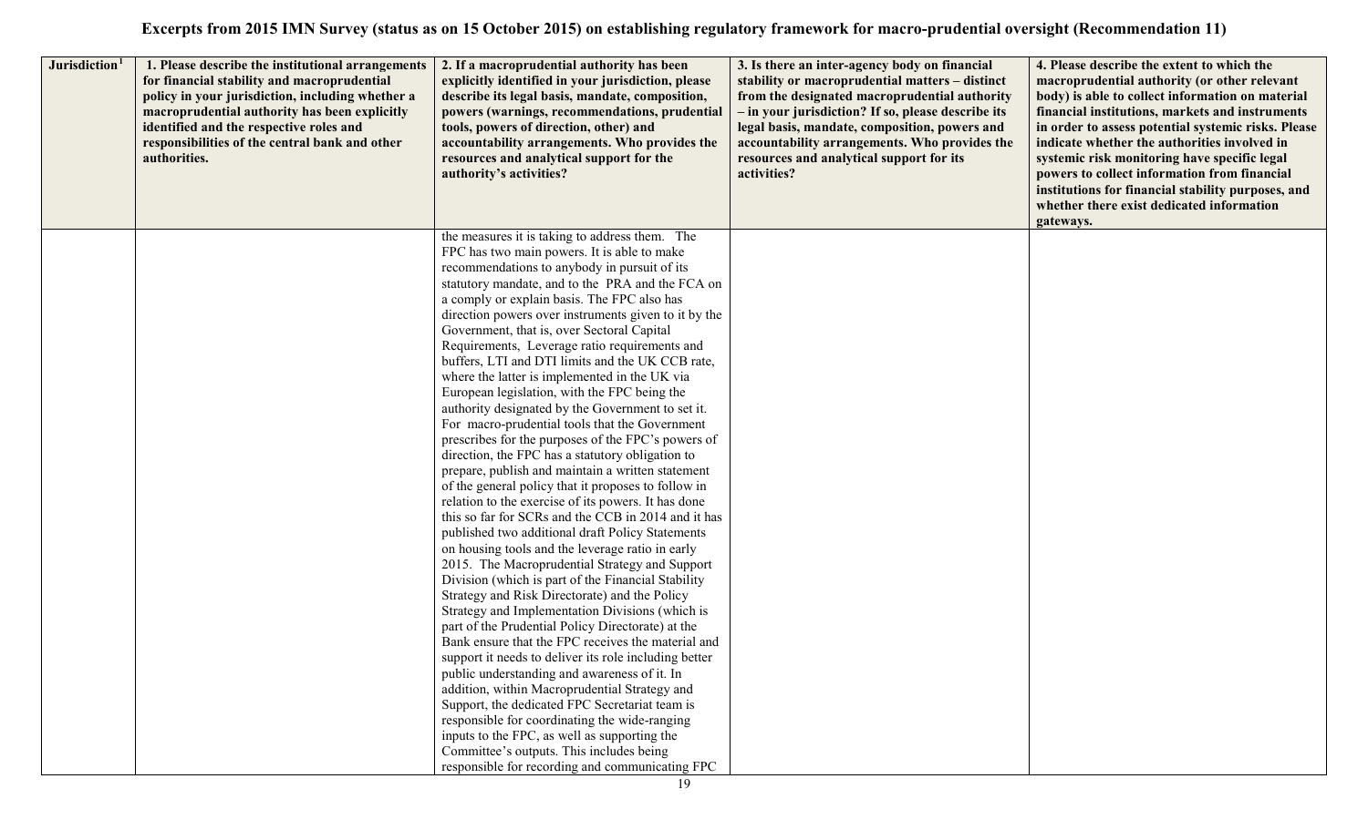**Excerpts from 2015 IMN Survey (status as on 15 October 2015) on establishing regulatory framework for macro-prudential oversight (Recommendation 11)**

| Jurisdiction[1] | 1. Please describe the institutional arrangements for financial stability and macroprudential policy in your jurisdiction, including whether a macroprudential authority has been explicitly identified and the respective roles and responsibilities of the central bank and other authorities. | 2. If a macroprudential authority has been explicitly identified in your jurisdiction, please describe its legal basis, mandate, composition, powers (warnings, recommendations, prudential tools, powers of direction, other) and accountability arrangements. Who provides the resources and analytical support for the authority's activities? | 3. Is there an inter-agency body on financial stability or macroprudential matters – distinct from the designated macroprudential authority – in your jurisdiction? If so, please describe its legal basis, mandate, composition, powers and accountability arrangements. Who provides the resources and analytical support for its activities? | 4. Please describe the extent to which the macroprudential authority (or other relevant body) is able to collect information on material financial institutions, markets and instruments in order to assess potential systemic risks. Please indicate whether the authorities involved in systemic risk monitoring have specific legal powers to collect information from financial institutions for financial stability purposes, and whether there exist dedicated information gateways. |
|---|---|---|---|---|
| | | the measures it is taking to address them. The FPC has two main powers. It is able to make recommendations to anybody in pursuit of its statutory mandate, and to the PRA and the FCA on a comply or explain basis. The FPC also has direction powers over instruments given to it by the Government, that is, over Sectoral Capital Requirements, Leverage ratio requirements and buffers, LTI and DTI limits and the UK CCB rate, where the latter is implemented in the UK via European legislation, with the FPC being the authority designated by the Government to set it. For macro-prudential tools that the Government prescribes for the purposes of the FPC's powers of direction, the FPC has a statutory obligation to prepare, publish and maintain a written statement of the general policy that it proposes to follow in relation to the exercise of its powers. It has done this so far for SCRs and the CCB in 2014 and it has published two additional draft Policy Statements on housing tools and the leverage ratio in early 2015. The Macroprudential Strategy and Support Division (which is part of the Financial Stability Strategy and Risk Directorate) and the Policy Strategy and Implementation Divisions (which is part of the Prudential Policy Directorate) at the Bank ensure that the FPC receives the material and support it needs to deliver its role including better public understanding and awareness of it. In addition, within Macroprudential Strategy and Support, the dedicated FPC Secretariat team is responsible for coordinating the wide-ranging inputs to the FPC, as well as supporting the Committee's outputs. This includes being responsible for recording and communicating FPC | | |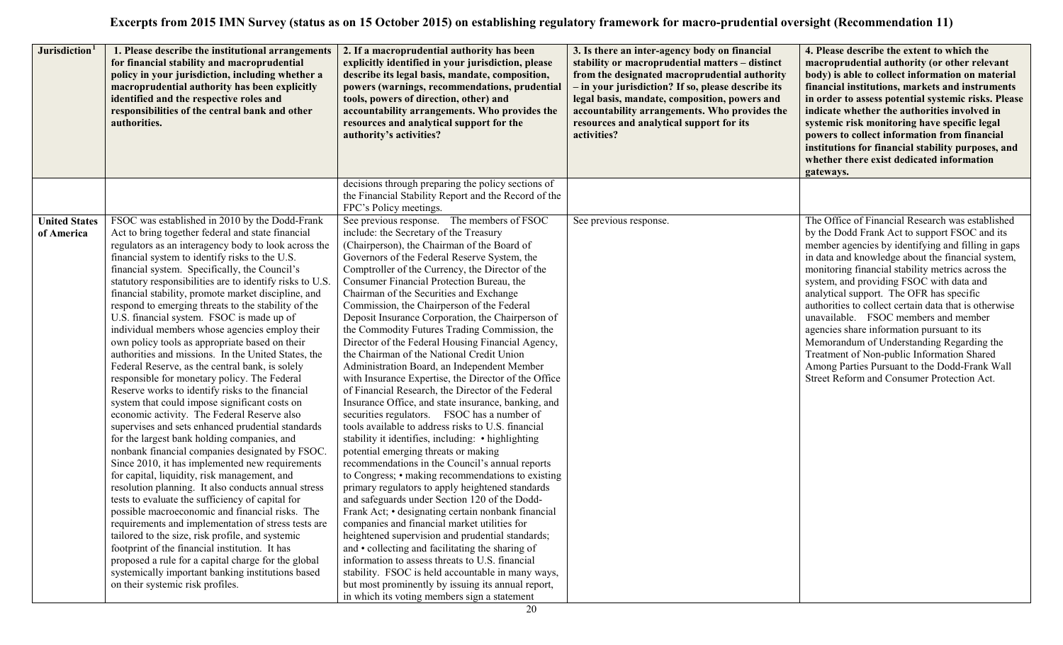# Excerpts from 2015 IMN Survey (status as on 15 October 2015) on establishing regulatory framework for macro-prudential oversight (Recommendation 11)

| Jurisdiction[1] | 1. Please describe the institutional arrangements for financial stability and macroprudential policy in your jurisdiction, including whether a macroprudential authority has been explicitly identified and the respective roles and responsibilities of the central bank and other authorities. | 2. If a macroprudential authority has been explicitly identified in your jurisdiction, please describe its legal basis, mandate, composition, powers (warnings, recommendations, prudential tools, powers of direction, other) and accountability arrangements. Who provides the resources and analytical support for the authority's activities? | 3. Is there an inter-agency body on financial stability or macroprudential matters – distinct from the designated macroprudential authority – in your jurisdiction? If so, please describe its legal basis, mandate, composition, powers and accountability arrangements. Who provides the resources and analytical support for its activities? | 4. Please describe the extent to which the macroprudential authority (or other relevant body) is able to collect information on material financial institutions, markets and instruments in order to assess potential systemic risks. Please indicate whether the authorities involved in systemic risk monitoring have specific legal powers to collect information from financial institutions for financial stability purposes, and whether there exist dedicated information gateways. |
|---|---|---|---|---|
| | | decisions through preparing the policy sections of the Financial Stability Report and the Record of the FPC's Policy meetings. | | |
| **United States of America** | FSOC was established in 2010 by the Dodd-Frank Act to bring together federal and state financial regulators as an interagency body to look across the financial system to identify risks to the U.S. financial system. Specifically, the Council's statutory responsibilities are to identify risks to U.S. financial stability, promote market discipline, and respond to emerging threats to the stability of the U.S. financial system. FSOC is made up of individual members whose agencies employ their own policy tools as appropriate based on their authorities and missions. In the United States, the Federal Reserve, as the central bank, is solely responsible for monetary policy. The Federal Reserve works to identify risks to the financial system that could impose significant costs on economic activity. The Federal Reserve also supervises and sets enhanced prudential standards for the largest bank holding companies, and nonbank financial companies designated by FSOC. Since 2010, it has implemented new requirements for capital, liquidity, risk management, and resolution planning. It also conducts annual stress tests to evaluate the sufficiency of capital for possible macroeconomic and financial risks. The requirements and implementation of stress tests are tailored to the size, risk profile, and systemic footprint of the financial institution. It has proposed a rule for a capital charge for the global systemically important banking institutions based on their systemic risk profiles. | See previous response. The members of FSOC include: the Secretary of the Treasury (Chairperson), the Chairman of the Board of Governors of the Federal Reserve System, the Comptroller of the Currency, the Director of the Consumer Financial Protection Bureau, the Chairman of the Securities and Exchange Commission, the Chairperson of the Federal Deposit Insurance Corporation, the Chairperson of the Commodity Futures Trading Commission, the Director of the Federal Housing Financial Agency, the Chairman of the National Credit Union Administration Board, an Independent Member with Insurance Expertise, the Director of the Office of Financial Research, the Director of the Federal Insurance Office, and state insurance, banking, and securities regulators. FSOC has a number of tools available to address risks to U.S. financial stability it identifies, including: • highlighting potential emerging threats or making recommendations in the Council's annual reports to Congress; • making recommendations to existing primary regulators to apply heightened standards and safeguards under Section 120 of the Dodd-Frank Act; • designating certain nonbank financial companies and financial market utilities for heightened supervision and prudential standards; and • collecting and facilitating the sharing of information to assess threats to U.S. financial stability. FSOC is held accountable in many ways, but most prominently by issuing its annual report, in which its voting members sign a statement | See previous response. | The Office of Financial Research was established by the Dodd Frank Act to support FSOC and its member agencies by identifying and filling in gaps in data and knowledge about the financial system, monitoring financial stability metrics across the system, and providing FSOC with data and analytical support. The OFR has specific authorities to collect certain data that is otherwise unavailable. FSOC members and member agencies share information pursuant to its Memorandum of Understanding Regarding the Treatment of Non-public Information Shared Among Parties Pursuant to the Dodd-Frank Wall Street Reform and Consumer Protection Act. |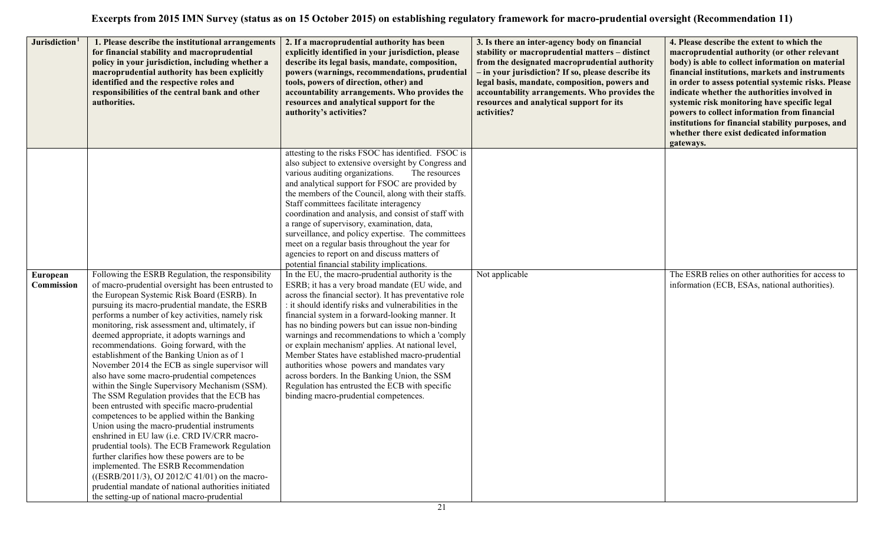# Excerpts from 2015 IMN Survey (status as on 15 October 2015) on establishing regulatory framework for macro-prudential oversight (Recommendation 11)

| Jurisdiction[1] | 1. Please describe the institutional arrangements for financial stability and macroprudential policy in your jurisdiction, including whether a macroprudential authority has been explicitly identified and the respective roles and responsibilities of the central bank and other authorities. | 2. If a macroprudential authority has been explicitly identified in your jurisdiction, please describe its legal basis, mandate, composition, powers (warnings, recommendations, prudential tools, powers of direction, other) and accountability arrangements. Who provides the resources and analytical support for the authority's activities? | 3. Is there an inter-agency body on financial stability or macroprudential matters – distinct from the designated macroprudential authority – in your jurisdiction? If so, please describe its legal basis, mandate, composition, powers and accountability arrangements. Who provides the resources and analytical support for its activities? | 4. Please describe the extent to which the macroprudential authority (or other relevant body) is able to collect information on material financial institutions, markets and instruments in order to assess potential systemic risks. Please indicate whether the authorities involved in systemic risk monitoring have specific legal powers to collect information from financial institutions for financial stability purposes, and whether there exist dedicated information gateways. |
|---|---|---|---|---|
| | | attesting to the risks FSOC has identified. FSOC is also subject to extensive oversight by Congress and various auditing organizations. The resources and analytical support for FSOC are provided by the members of the Council, along with their staffs. Staff committees facilitate interagency coordination and analysis, and consist of staff with a range of supervisory, examination, data, surveillance, and policy expertise. The committees meet on a regular basis throughout the year for agencies to report on and discuss matters of potential financial stability implications. | | |
| **European Commission** | Following the ESRB Regulation, the responsibility of macro-prudential oversight has been entrusted to the European Systemic Risk Board (ESRB). In pursuing its macro-prudential mandate, the ESRB performs a number of key activities, namely risk monitoring, risk assessment and, ultimately, if deemed appropriate, it adopts warnings and recommendations. Going forward, with the establishment of the Banking Union as of 1 November 2014 the ECB as single supervisor will also have some macro-prudential competences within the Single Supervisory Mechanism (SSM). The SSM Regulation provides that the ECB has been entrusted with specific macro-prudential competences to be applied within the Banking Union using the macro-prudential instruments enshrined in EU law (i.e. CRD IV/CRR macro-prudential tools). The ECB Framework Regulation further clarifies how these powers are to be implemented. The ESRB Recommendation ((ESRB/2011/3), OJ 2012/C 41/01) on the macro-prudential mandate of national authorities initiated the setting-up of national macro-prudential | In the EU, the macro-prudential authority is the ESRB; it has a very broad mandate (EU wide, and across the financial sector). It has preventative role : it should identify risks and vulnerabilities in the financial system in a forward-looking manner. It has no binding powers but can issue non-binding warnings and recommendations to which a 'comply or explain mechanism' applies. At national level, Member States have established macro-prudential authorities whose powers and mandates vary across borders. In the Banking Union, the SSM Regulation has entrusted the ECB with specific binding macro-prudential competences. | Not applicable | The ESRB relies on other authorities for access to information (ECB, ESAs, national authorities). |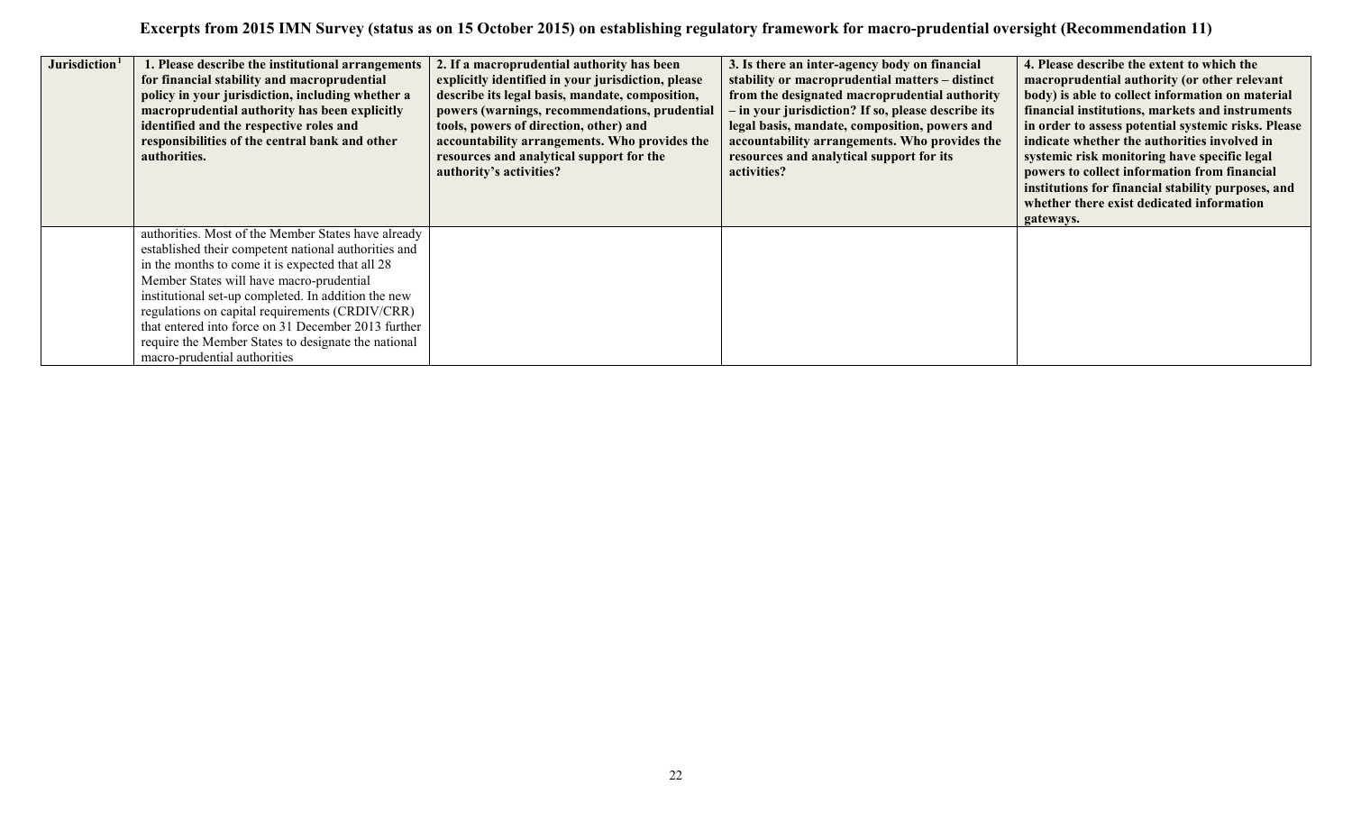# Excerpts from 2015 IMN Survey (status as on 15 October 2015) on establishing regulatory framework for macro-prudential oversight (Recommendation 11)

| Jurisdiction[1] | 1. Please describe the institutional arrangements for financial stability and macroprudential policy in your jurisdiction, including whether a macroprudential authority has been explicitly identified and the respective roles and responsibilities of the central bank and other authorities. | 2. If a macroprudential authority has been explicitly identified in your jurisdiction, please describe its legal basis, mandate, composition, powers (warnings, recommendations, prudential tools, powers of direction, other) and accountability arrangements. Who provides the resources and analytical support for the authority's activities? | 3. Is there an inter-agency body on financial stability or macroprudential matters – distinct from the designated macroprudential authority – in your jurisdiction? If so, please describe its legal basis, mandate, composition, powers and accountability arrangements. Who provides the resources and analytical support for its activities? | 4. Please describe the extent to which the macroprudential authority (or other relevant body) is able to collect information on material financial institutions, markets and instruments in order to assess potential systemic risks. Please indicate whether the authorities involved in systemic risk monitoring have specific legal powers to collect information from financial institutions for financial stability purposes, and whether there exist dedicated information gateways. |
|---|---|---|---|---|
| | authorities. Most of the Member States have already established their competent national authorities and in the months to come it is expected that all 28 Member States will have macro-prudential institutional set-up completed. In addition the new regulations on capital requirements (CRDIV/CRR) that entered into force on 31 December 2013 further require the Member States to designate the national macro-prudential authorities | | | |